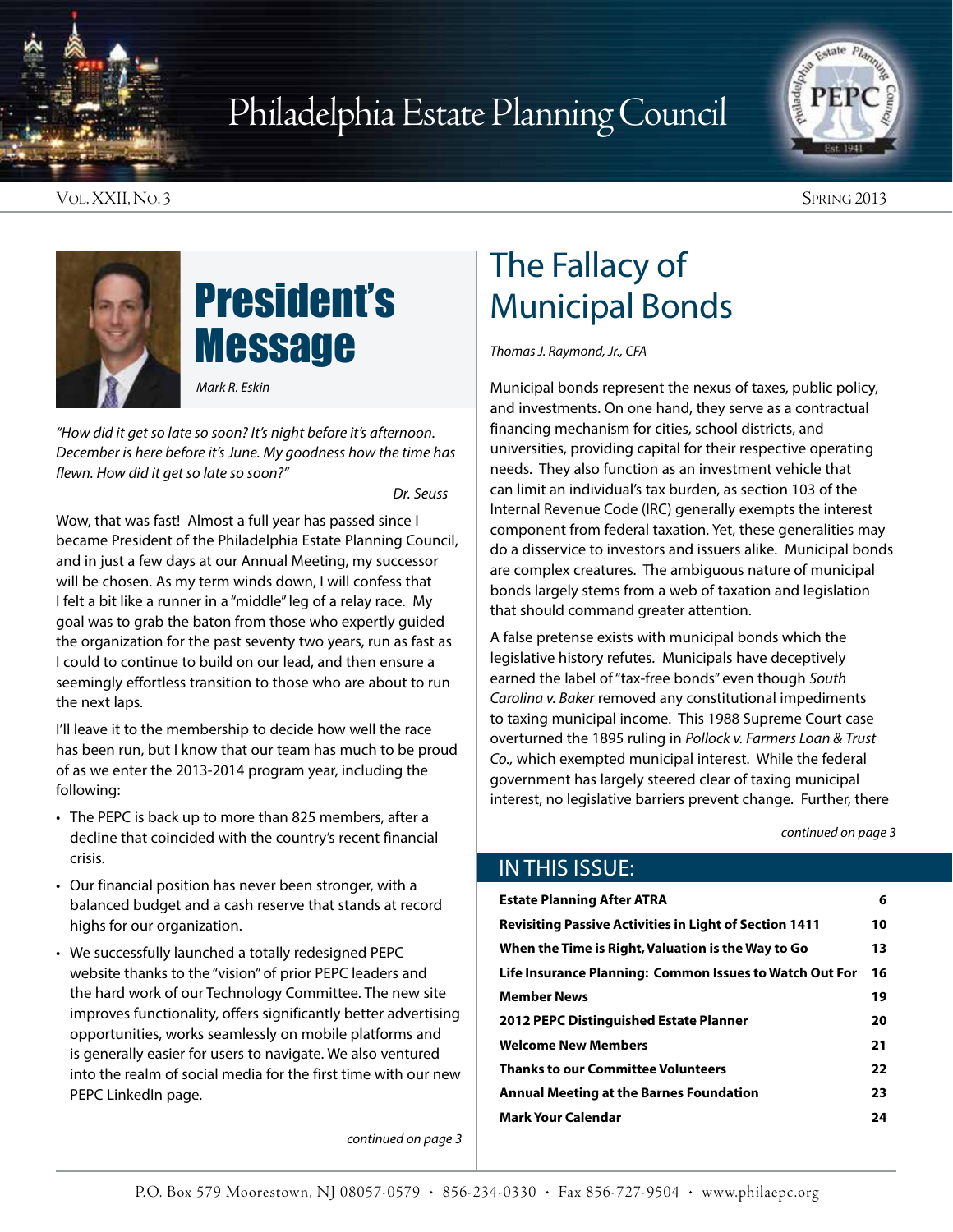# Philadelphia Estate Planning Council

Vol. XXII, No. 3 — Spring 2013

## President's Message

*Mark R. Eskin*

*"How did it get so late so soon? It's night before it's afternoon. December is here before it's June. My goodness how the time has flewn. How did it get so late so soon?"*

*Dr. Seuss*

Wow, that was fast! Almost a full year has passed since I became President of the Philadelphia Estate Planning Council, and in just a few days at our Annual Meeting, my successor will be chosen. As my term winds down, I will confess that I felt a bit like a runner in a "middle" leg of a relay race. My goal was to grab the baton from those who expertly guided the organization for the past seventy two years, run as fast as I could to continue to build on our lead, and then ensure a seemingly effortless transition to those who are about to run the next laps.

I'll leave it to the membership to decide how well the race has been run, but I know that our team has much to be proud of as we enter the 2013-2014 program year, including the following:

- The PEPC is back up to more than 825 members, after a decline that coincided with the country's recent financial crisis.
- Our financial position has never been stronger, with a balanced budget and a cash reserve that stands at record highs for our organization.
- We successfully launched a totally redesigned PEPC website thanks to the "vision" of prior PEPC leaders and the hard work of our Technology Committee. The new site improves functionality, offers significantly better advertising opportunities, works seamlessly on mobile platforms and is generally easier for users to navigate. We also ventured into the realm of social media for the first time with our new PEPC LinkedIn page.

*continued on page 3*

## The Fallacy of Municipal Bonds

*Thomas J. Raymond, Jr., CFA*

Municipal bonds represent the nexus of taxes, public policy, and investments. On one hand, they serve as a contractual financing mechanism for cities, school districts, and universities, providing capital for their respective operating needs. They also function as an investment vehicle that can limit an individual's tax burden, as section 103 of the Internal Revenue Code (IRC) generally exempts the interest component from federal taxation. Yet, these generalities may do a disservice to investors and issuers alike. Municipal bonds are complex creatures. The ambiguous nature of municipal bonds largely stems from a web of taxation and legislation that should command greater attention.

A false pretense exists with municipal bonds which the legislative history refutes. Municipals have deceptively earned the label of "tax-free bonds" even though *South Carolina v. Baker* removed any constitutional impediments to taxing municipal income. This 1988 Supreme Court case overturned the 1895 ruling in *Pollock v. Farmers Loan & Trust Co.,* which exempted municipal interest. While the federal government has largely steered clear of taxing municipal interest, no legislative barriers prevent change. Further, there

*continued on page 3*

## IN THIS ISSUE:

| | |
|---|---|
| **Estate Planning After ATRA** | **6** |
| **Revisiting Passive Activities in Light of Section 1411** | **10** |
| **When the Time is Right, Valuation is the Way to Go** | **13** |
| **Life Insurance Planning: Common Issues to Watch Out For** | **16** |
| **Member News** | **19** |
| **2012 PEPC Distinguished Estate Planner** | **20** |
| **Welcome New Members** | **21** |
| **Thanks to our Committee Volunteers** | **22** |
| **Annual Meeting at the Barnes Foundation** | **23** |
| **Mark Your Calendar** | **24** |

P.O. Box 579 Moorestown, NJ 08057-0579 · 856-234-0330 · Fax 856-727-9504 · www.philaepc.org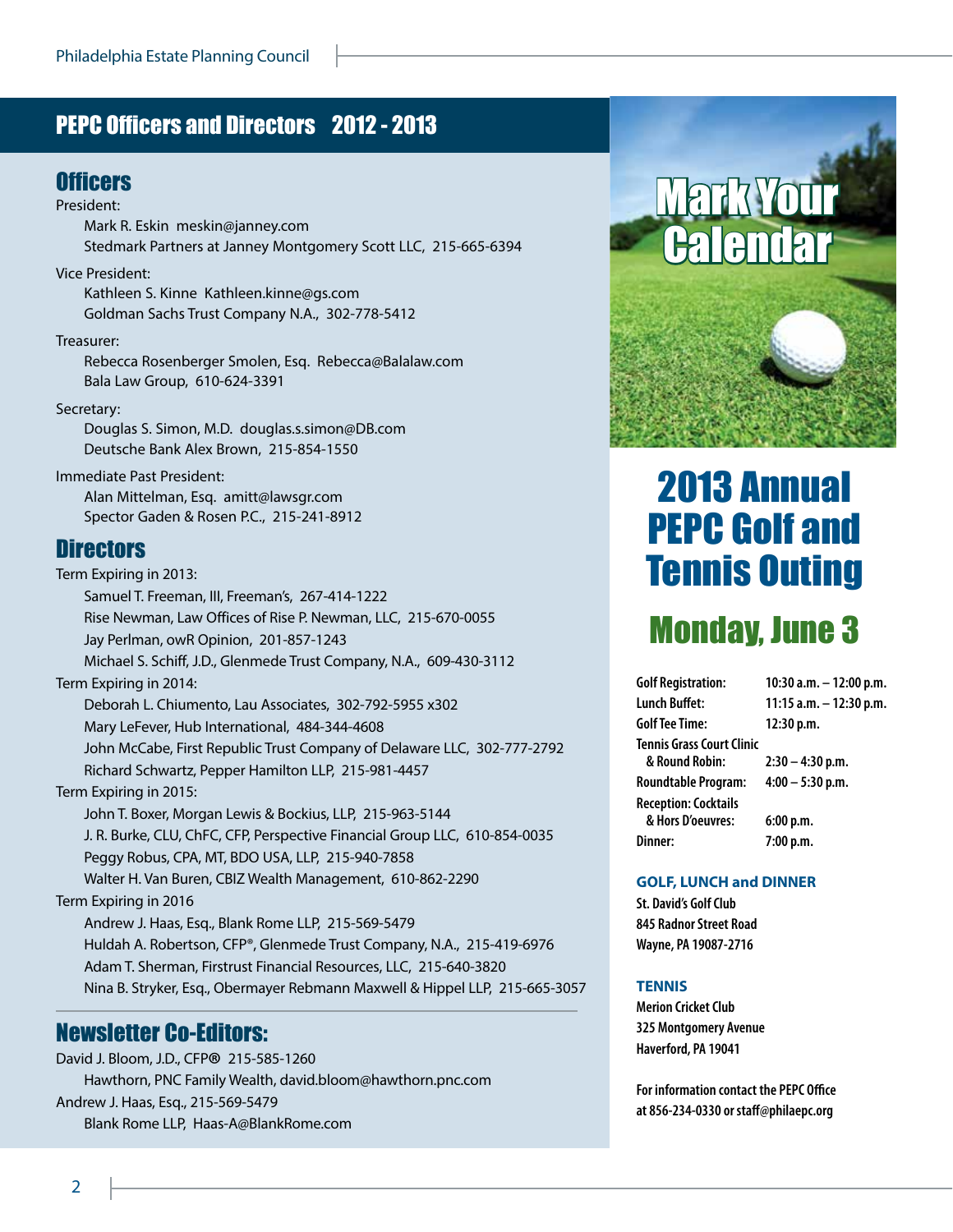## PEPC Officers and Directors 2012 - 2013

### Officers

President:
Mark R. Eskin meskin@janney.com
Stedmark Partners at Janney Montgomery Scott LLC, 215-665-6394

Vice President:
Kathleen S. Kinne Kathleen.kinne@gs.com
Goldman Sachs Trust Company N.A., 302-778-5412

Treasurer:
Rebecca Rosenberger Smolen, Esq. Rebecca@Balalaw.com
Bala Law Group, 610-624-3391

Secretary:
Douglas S. Simon, M.D. douglas.s.simon@DB.com
Deutsche Bank Alex Brown, 215-854-1550

Immediate Past President:
Alan Mittelman, Esq. amitt@lawsgr.com
Spector Gaden & Rosen P.C., 215-241-8912

### Directors

Term Expiring in 2013:
- Samuel T. Freeman, III, Freeman's, 267-414-1222
- Rise Newman, Law Offices of Rise P. Newman, LLC, 215-670-0055
- Jay Perlman, owR Opinion, 201-857-1243
- Michael S. Schiff, J.D., Glenmede Trust Company, N.A., 609-430-3112

Term Expiring in 2014:
- Deborah L. Chiumento, Lau Associates, 302-792-5955 x302
- Mary LeFever, Hub International, 484-344-4608
- John McCabe, First Republic Trust Company of Delaware LLC, 302-777-2792
- Richard Schwartz, Pepper Hamilton LLP, 215-981-4457

Term Expiring in 2015:
- John T. Boxer, Morgan Lewis & Bockius, LLP, 215-963-5144
- J. R. Burke, CLU, ChFC, CFP, Perspective Financial Group LLC, 610-854-0035
- Peggy Robus, CPA, MT, BDO USA, LLP, 215-940-7858
- Walter H. Van Buren, CBIZ Wealth Management, 610-862-2290

Term Expiring in 2016
- Andrew J. Haas, Esq., Blank Rome LLP, 215-569-5479
- Huldah A. Robertson, CFP®, Glenmede Trust Company, N.A., 215-419-6976
- Adam T. Sherman, Firstrust Financial Resources, LLC, 215-640-3820
- Nina B. Stryker, Esq., Obermayer Rebmann Maxwell & Hippel LLP, 215-665-3057

### Newsletter Co-Editors:

David J. Bloom, J.D., CFP® 215-585-1260
Hawthorn, PNC Family Wealth, david.bloom@hawthorn.pnc.com

Andrew J. Haas, Esq., 215-569-5479
Blank Rome LLP, Haas-A@BlankRome.com

## Mark Your Calendar

## 2013 Annual PEPC Golf and Tennis Outing

### Monday, June 3

| | |
|---|---|
| **Golf Registration:** | **10:30 a.m. – 12:00 p.m.** |
| **Lunch Buffet:** | **11:15 a.m. – 12:30 p.m.** |
| **Golf Tee Time:** | **12:30 p.m.** |
| **Tennis Grass Court Clinic & Round Robin:** | **2:30 – 4:30 p.m.** |
| **Roundtable Program:** | **4:00 – 5:30 p.m.** |
| **Reception: Cocktails & Hors D'oeuvres:** | **6:00 p.m.** |
| **Dinner:** | **7:00 p.m.** |

**GOLF, LUNCH and DINNER**
**St. David's Golf Club**
**845 Radnor Street Road**
**Wayne, PA 19087-2716**

**TENNIS**
**Merion Cricket Club**
**325 Montgomery Avenue**
**Haverford, PA 19041**

**For information contact the PEPC Office at 856-234-0330 or staff@philaepc.org**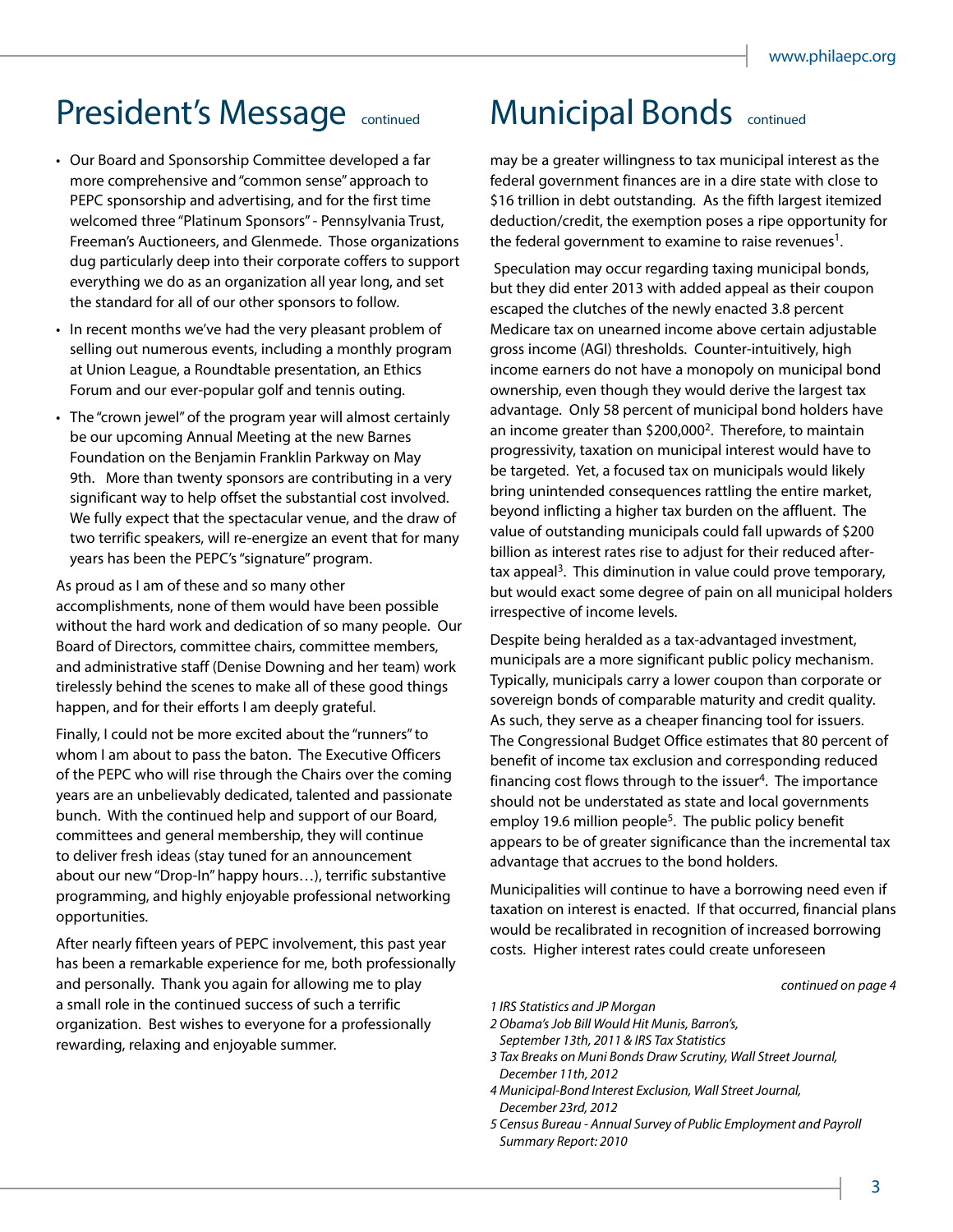# President's Message continued

- Our Board and Sponsorship Committee developed a far more comprehensive and "common sense" approach to PEPC sponsorship and advertising, and for the first time welcomed three "Platinum Sponsors" - Pennsylvania Trust, Freeman's Auctioneers, and Glenmede. Those organizations dug particularly deep into their corporate coffers to support everything we do as an organization all year long, and set the standard for all of our other sponsors to follow.
- In recent months we've had the very pleasant problem of selling out numerous events, including a monthly program at Union League, a Roundtable presentation, an Ethics Forum and our ever-popular golf and tennis outing.
- The "crown jewel" of the program year will almost certainly be our upcoming Annual Meeting at the new Barnes Foundation on the Benjamin Franklin Parkway on May 9th. More than twenty sponsors are contributing in a very significant way to help offset the substantial cost involved. We fully expect that the spectacular venue, and the draw of two terrific speakers, will re-energize an event that for many years has been the PEPC's "signature" program.

As proud as I am of these and so many other accomplishments, none of them would have been possible without the hard work and dedication of so many people. Our Board of Directors, committee chairs, committee members, and administrative staff (Denise Downing and her team) work tirelessly behind the scenes to make all of these good things happen, and for their efforts I am deeply grateful.

Finally, I could not be more excited about the "runners" to whom I am about to pass the baton. The Executive Officers of the PEPC who will rise through the Chairs over the coming years are an unbelievably dedicated, talented and passionate bunch. With the continued help and support of our Board, committees and general membership, they will continue to deliver fresh ideas (stay tuned for an announcement about our new "Drop-In" happy hours…), terrific substantive programming, and highly enjoyable professional networking opportunities.

After nearly fifteen years of PEPC involvement, this past year has been a remarkable experience for me, both professionally and personally. Thank you again for allowing me to play a small role in the continued success of such a terrific organization. Best wishes to everyone for a professionally rewarding, relaxing and enjoyable summer.

# Municipal Bonds continued

may be a greater willingness to tax municipal interest as the federal government finances are in a dire state with close to $16 trillion in debt outstanding. As the fifth largest itemized deduction/credit, the exemption poses a ripe opportunity for the federal government to examine to raise revenues[1].

Speculation may occur regarding taxing municipal bonds, but they did enter 2013 with added appeal as their coupon escaped the clutches of the newly enacted 3.8 percent Medicare tax on unearned income above certain adjustable gross income (AGI) thresholds. Counter-intuitively, high income earners do not have a monopoly on municipal bond ownership, even though they would derive the largest tax advantage. Only 58 percent of municipal bond holders have an income greater than $200,000[2]. Therefore, to maintain progressivity, taxation on municipal interest would have to be targeted. Yet, a focused tax on municipals would likely bring unintended consequences rattling the entire market, beyond inflicting a higher tax burden on the affluent. The value of outstanding municipals could fall upwards of $200 billion as interest rates rise to adjust for their reduced after-tax appeal[3]. This diminution in value could prove temporary, but would exact some degree of pain on all municipal holders irrespective of income levels.

Despite being heralded as a tax-advantaged investment, municipals are a more significant public policy mechanism. Typically, municipals carry a lower coupon than corporate or sovereign bonds of comparable maturity and credit quality. As such, they serve as a cheaper financing tool for issuers. The Congressional Budget Office estimates that 80 percent of benefit of income tax exclusion and corresponding reduced financing cost flows through to the issuer[4]. The importance should not be understated as state and local governments employ 19.6 million people[5]. The public policy benefit appears to be of greater significance than the incremental tax advantage that accrues to the bond holders.

Municipalities will continue to have a borrowing need even if taxation on interest is enacted. If that occurred, financial plans would be recalibrated in recognition of increased borrowing costs. Higher interest rates could create unforeseen

*continued on page 4*

*1 IRS Statistics and JP Morgan*
*2 Obama's Job Bill Would Hit Munis, Barron's, September 13th, 2011 & IRS Tax Statistics*
*3 Tax Breaks on Muni Bonds Draw Scrutiny, Wall Street Journal, December 11th, 2012*
*4 Municipal-Bond Interest Exclusion, Wall Street Journal, December 23rd, 2012*
*5 Census Bureau - Annual Survey of Public Employment and Payroll Summary Report: 2010*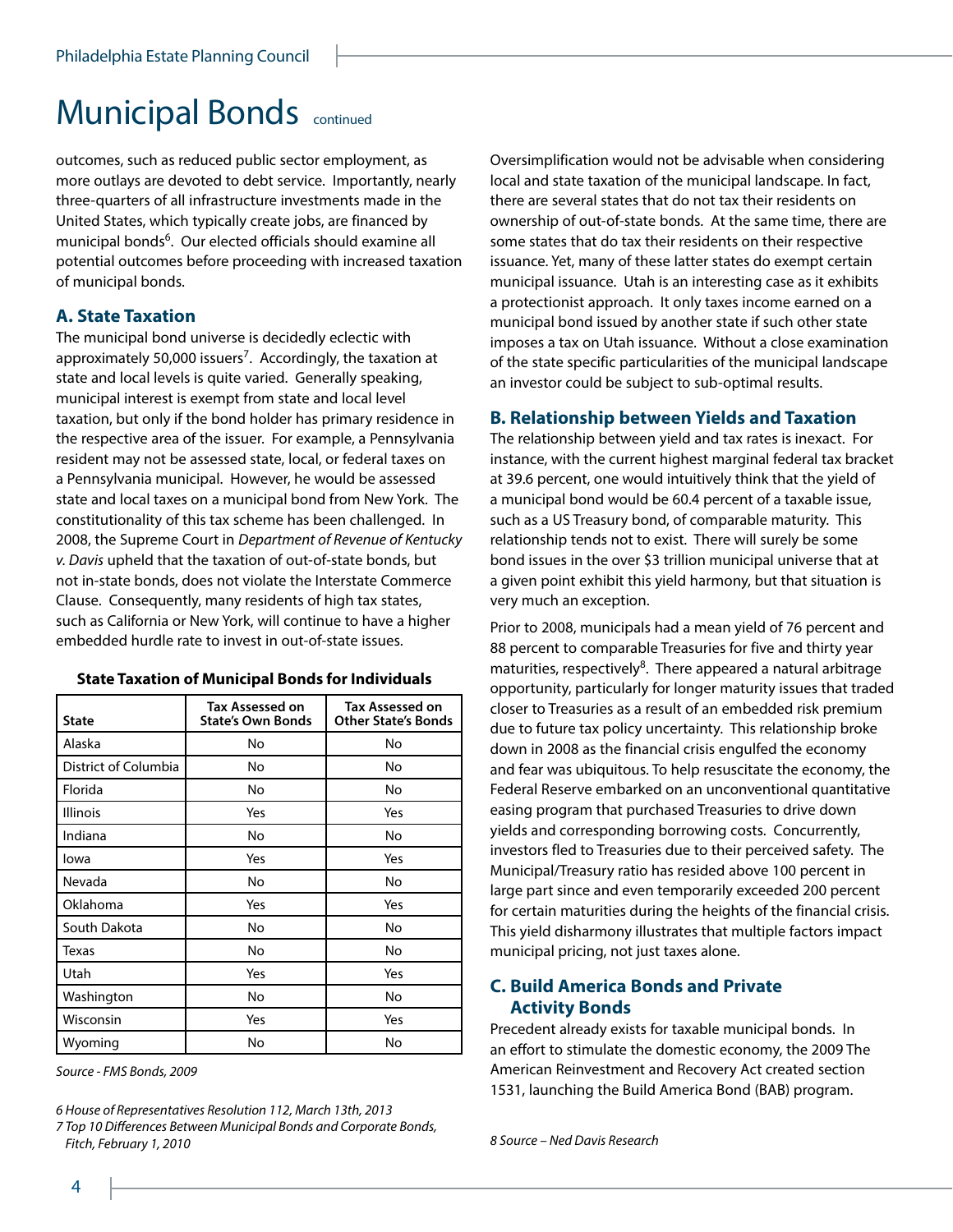# Municipal Bonds continued

outcomes, such as reduced public sector employment, as more outlays are devoted to debt service. Importantly, nearly three-quarters of all infrastructure investments made in the United States, which typically create jobs, are financed by municipal bonds[6]. Our elected officials should examine all potential outcomes before proceeding with increased taxation of municipal bonds.

## A. State Taxation

The municipal bond universe is decidedly eclectic with approximately 50,000 issuers[7]. Accordingly, the taxation at state and local levels is quite varied. Generally speaking, municipal interest is exempt from state and local level taxation, but only if the bond holder has primary residence in the respective area of the issuer. For example, a Pennsylvania resident may not be assessed state, local, or federal taxes on a Pennsylvania municipal. However, he would be assessed state and local taxes on a municipal bond from New York. The constitutionality of this tax scheme has been challenged. In 2008, the Supreme Court in *Department of Revenue of Kentucky v. Davis* upheld that the taxation of out-of-state bonds, but not in-state bonds, does not violate the Interstate Commerce Clause. Consequently, many residents of high tax states, such as California or New York, will continue to have a higher embedded hurdle rate to invest in out-of-state issues.

**State Taxation of Municipal Bonds for Individuals**

| State | Tax Assessed on State's Own Bonds | Tax Assessed on Other State's Bonds |
|---|---|---|
| Alaska | No | No |
| District of Columbia | No | No |
| Florida | No | No |
| Illinois | Yes | Yes |
| Indiana | No | No |
| Iowa | Yes | Yes |
| Nevada | No | No |
| Oklahoma | Yes | Yes |
| South Dakota | No | No |
| Texas | No | No |
| Utah | Yes | Yes |
| Washington | No | No |
| Wisconsin | Yes | Yes |
| Wyoming | No | No |

*Source - FMS Bonds, 2009*

Oversimplification would not be advisable when considering local and state taxation of the municipal landscape. In fact, there are several states that do not tax their residents on ownership of out-of-state bonds. At the same time, there are some states that do tax their residents on their respective issuance. Yet, many of these latter states do exempt certain municipal issuance. Utah is an interesting case as it exhibits a protectionist approach. It only taxes income earned on a municipal bond issued by another state if such other state imposes a tax on Utah issuance. Without a close examination of the state specific particularities of the municipal landscape an investor could be subject to sub-optimal results.

## B. Relationship between Yields and Taxation

The relationship between yield and tax rates is inexact. For instance, with the current highest marginal federal tax bracket at 39.6 percent, one would intuitively think that the yield of a municipal bond would be 60.4 percent of a taxable issue, such as a US Treasury bond, of comparable maturity. This relationship tends not to exist. There will surely be some bond issues in the over $3 trillion municipal universe that at a given point exhibit this yield harmony, but that situation is very much an exception.

Prior to 2008, municipals had a mean yield of 76 percent and 88 percent to comparable Treasuries for five and thirty year maturities, respectively[8]. There appeared a natural arbitrage opportunity, particularly for longer maturity issues that traded closer to Treasuries as a result of an embedded risk premium due to future tax policy uncertainty. This relationship broke down in 2008 as the financial crisis engulfed the economy and fear was ubiquitous. To help resuscitate the economy, the Federal Reserve embarked on an unconventional quantitative easing program that purchased Treasuries to drive down yields and corresponding borrowing costs. Concurrently, investors fled to Treasuries due to their perceived safety. The Municipal/Treasury ratio has resided above 100 percent in large part since and even temporarily exceeded 200 percent for certain maturities during the heights of the financial crisis. This yield disharmony illustrates that multiple factors impact municipal pricing, not just taxes alone.

## C. Build America Bonds and Private Activity Bonds

Precedent already exists for taxable municipal bonds. In an effort to stimulate the domestic economy, the 2009 The American Reinvestment and Recovery Act created section 1531, launching the Build America Bond (BAB) program.

*6 House of Representatives Resolution 112, March 13th, 2013*

*7 Top 10 Differences Between Municipal Bonds and Corporate Bonds, Fitch, February 1, 2010*

*8 Source – Ned Davis Research*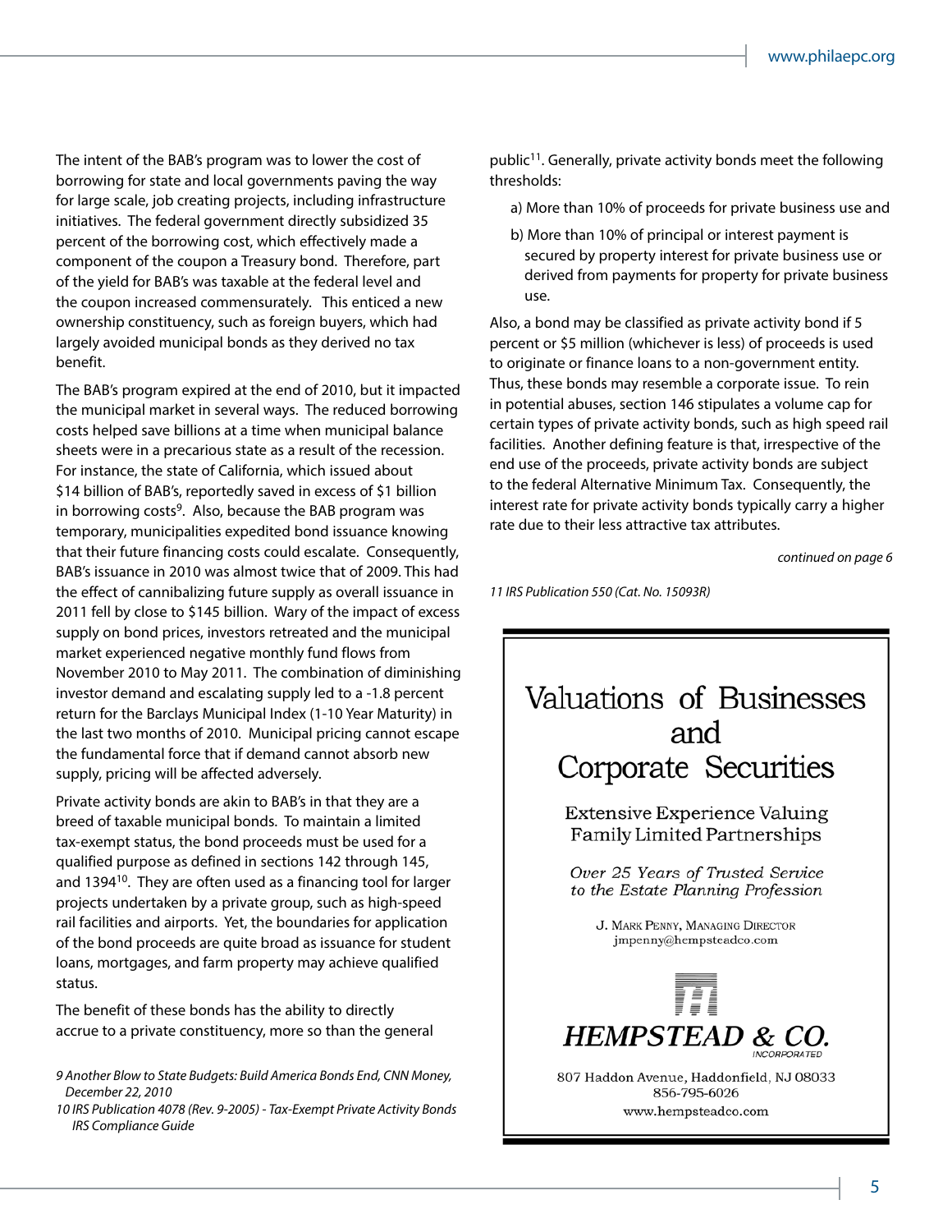The intent of the BAB's program was to lower the cost of borrowing for state and local governments paving the way for large scale, job creating projects, including infrastructure initiatives. The federal government directly subsidized 35 percent of the borrowing cost, which effectively made a component of the coupon a Treasury bond. Therefore, part of the yield for BAB's was taxable at the federal level and the coupon increased commensurately. This enticed a new ownership constituency, such as foreign buyers, which had largely avoided municipal bonds as they derived no tax benefit.

The BAB's program expired at the end of 2010, but it impacted the municipal market in several ways. The reduced borrowing costs helped save billions at a time when municipal balance sheets were in a precarious state as a result of the recession. For instance, the state of California, which issued about $14 billion of BAB's, reportedly saved in excess of $1 billion in borrowing costs[9]. Also, because the BAB program was temporary, municipalities expedited bond issuance knowing that their future financing costs could escalate. Consequently, BAB's issuance in 2010 was almost twice that of 2009. This had the effect of cannibalizing future supply as overall issuance in 2011 fell by close to $145 billion. Wary of the impact of excess supply on bond prices, investors retreated and the municipal market experienced negative monthly fund flows from November 2010 to May 2011. The combination of diminishing investor demand and escalating supply led to a -1.8 percent return for the Barclays Municipal Index (1-10 Year Maturity) in the last two months of 2010. Municipal pricing cannot escape the fundamental force that if demand cannot absorb new supply, pricing will be affected adversely.

Private activity bonds are akin to BAB's in that they are a breed of taxable municipal bonds. To maintain a limited tax-exempt status, the bond proceeds must be used for a qualified purpose as defined in sections 142 through 145, and 1394[10]. They are often used as a financing tool for larger projects undertaken by a private group, such as high-speed rail facilities and airports. Yet, the boundaries for application of the bond proceeds are quite broad as issuance for student loans, mortgages, and farm property may achieve qualified status.

The benefit of these bonds has the ability to directly accrue to a private constituency, more so than the general public[11]. Generally, private activity bonds meet the following thresholds:

a) More than 10% of proceeds for private business use and

b) More than 10% of principal or interest payment is secured by property interest for private business use or derived from payments for property for private business use.

Also, a bond may be classified as private activity bond if 5 percent or $5 million (whichever is less) of proceeds is used to originate or finance loans to a non-government entity. Thus, these bonds may resemble a corporate issue. To rein in potential abuses, section 146 stipulates a volume cap for certain types of private activity bonds, such as high speed rail facilities. Another defining feature is that, irrespective of the end use of the proceeds, private activity bonds are subject to the federal Alternative Minimum Tax. Consequently, the interest rate for private activity bonds typically carry a higher rate due to their less attractive tax attributes.

*continued on page 6*

*9 Another Blow to State Budgets: Build America Bonds End, CNN Money, December 22, 2010*

*10 IRS Publication 4078 (Rev. 9-2005) - Tax-Exempt Private Activity Bonds IRS Compliance Guide*

*11 IRS Publication 550 (Cat. No. 15093R)*

---

# Valuations of Businesses and Corporate Securities

Extensive Experience Valuing Family Limited Partnerships

*Over 25 Years of Trusted Service to the Estate Planning Profession*

J. Mark Penny, Managing Director
jmpenny@hempsteadco.com

**HEMPSTEAD & CO.**
INCORPORATED

807 Haddon Avenue, Haddonfield, NJ 08033
856-795-6026
www.hempsteadco.com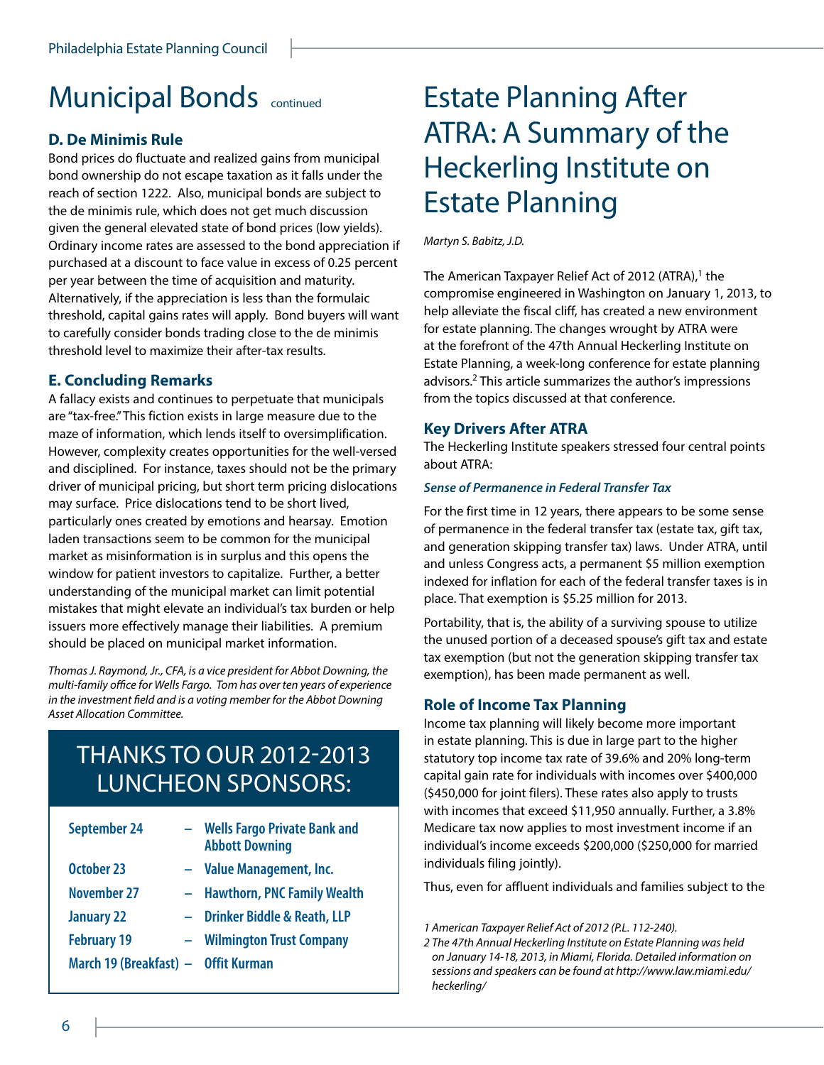# Municipal Bonds continued

### D. De Minimis Rule

Bond prices do fluctuate and realized gains from municipal bond ownership do not escape taxation as it falls under the reach of section 1222. Also, municipal bonds are subject to the de minimis rule, which does not get much discussion given the general elevated state of bond prices (low yields). Ordinary income rates are assessed to the bond appreciation if purchased at a discount to face value in excess of 0.25 percent per year between the time of acquisition and maturity. Alternatively, if the appreciation is less than the formulaic threshold, capital gains rates will apply. Bond buyers will want to carefully consider bonds trading close to the de minimis threshold level to maximize their after-tax results.

### E. Concluding Remarks

A fallacy exists and continues to perpetuate that municipals are "tax-free." This fiction exists in large measure due to the maze of information, which lends itself to oversimplification. However, complexity creates opportunities for the well-versed and disciplined. For instance, taxes should not be the primary driver of municipal pricing, but short term pricing dislocations may surface. Price dislocations tend to be short lived, particularly ones created by emotions and hearsay. Emotion laden transactions seem to be common for the municipal market as misinformation is in surplus and this opens the window for patient investors to capitalize. Further, a better understanding of the municipal market can limit potential mistakes that might elevate an individual's tax burden or help issuers more effectively manage their liabilities. A premium should be placed on municipal market information.

*Thomas J. Raymond, Jr., CFA, is a vice president for Abbot Downing, the multi-family office for Wells Fargo. Tom has over ten years of experience in the investment field and is a voting member for the Abbot Downing Asset Allocation Committee.*

## THANKS TO OUR 2012-2013 LUNCHEON SPONSORS:

| | | |
|---|---|---|
| **September 24** | – | **Wells Fargo Private Bank and Abbott Downing** |
| **October 23** | – | **Value Management, Inc.** |
| **November 27** | – | **Hawthorn, PNC Family Wealth** |
| **January 22** | – | **Drinker Biddle & Reath, LLP** |
| **February 19** | – | **Wilmington Trust Company** |
| **March 19 (Breakfast)** | – | **Offit Kurman** |

# Estate Planning After ATRA: A Summary of the Heckerling Institute on Estate Planning

*Martyn S. Babitz, J.D.*

The American Taxpayer Relief Act of 2012 (ATRA),[1] the compromise engineered in Washington on January 1, 2013, to help alleviate the fiscal cliff, has created a new environment for estate planning. The changes wrought by ATRA were at the forefront of the 47th Annual Heckerling Institute on Estate Planning, a week-long conference for estate planning advisors.[2] This article summarizes the author's impressions from the topics discussed at that conference.

### Key Drivers After ATRA

The Heckerling Institute speakers stressed four central points about ATRA:

#### *Sense of Permanence in Federal Transfer Tax*

For the first time in 12 years, there appears to be some sense of permanence in the federal transfer tax (estate tax, gift tax, and generation skipping transfer tax) laws. Under ATRA, until and unless Congress acts, a permanent $5 million exemption indexed for inflation for each of the federal transfer taxes is in place. That exemption is $5.25 million for 2013.

Portability, that is, the ability of a surviving spouse to utilize the unused portion of a deceased spouse's gift tax and estate tax exemption (but not the generation skipping transfer tax exemption), has been made permanent as well.

### Role of Income Tax Planning

Income tax planning will likely become more important in estate planning. This is due in large part to the higher statutory top income tax rate of 39.6% and 20% long-term capital gain rate for individuals with incomes over $400,000 ($450,000 for joint filers). These rates also apply to trusts with incomes that exceed $11,950 annually. Further, a 3.8% Medicare tax now applies to most investment income if an individual's income exceeds $200,000 ($250,000 for married individuals filing jointly).

Thus, even for affluent individuals and families subject to the

*1 American Taxpayer Relief Act of 2012 (P.L. 112-240).*

*2 The 47th Annual Heckerling Institute on Estate Planning was held on January 14-18, 2013, in Miami, Florida. Detailed information on sessions and speakers can be found at http://www.law.miami.edu/heckerling/*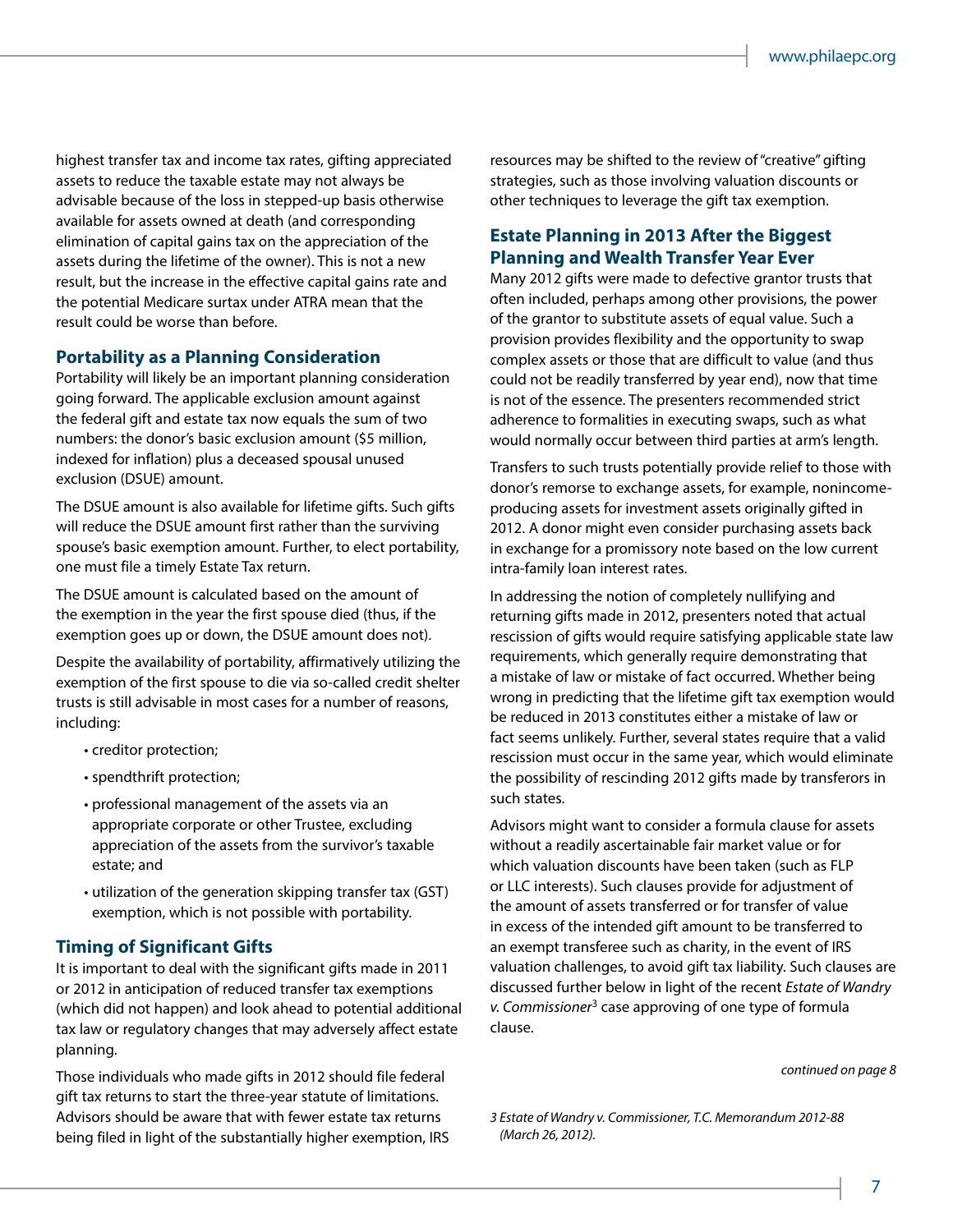highest transfer tax and income tax rates, gifting appreciated assets to reduce the taxable estate may not always be advisable because of the loss in stepped-up basis otherwise available for assets owned at death (and corresponding elimination of capital gains tax on the appreciation of the assets during the lifetime of the owner). This is not a new result, but the increase in the effective capital gains rate and the potential Medicare surtax under ATRA mean that the result could be worse than before.

## Portability as a Planning Consideration

Portability will likely be an important planning consideration going forward. The applicable exclusion amount against the federal gift and estate tax now equals the sum of two numbers: the donor's basic exclusion amount ($5 million, indexed for inflation) plus a deceased spousal unused exclusion (DSUE) amount.

The DSUE amount is also available for lifetime gifts. Such gifts will reduce the DSUE amount first rather than the surviving spouse's basic exemption amount. Further, to elect portability, one must file a timely Estate Tax return.

The DSUE amount is calculated based on the amount of the exemption in the year the first spouse died (thus, if the exemption goes up or down, the DSUE amount does not).

Despite the availability of portability, affirmatively utilizing the exemption of the first spouse to die via so-called credit shelter trusts is still advisable in most cases for a number of reasons, including:

- creditor protection;
- spendthrift protection;
- professional management of the assets via an appropriate corporate or other Trustee, excluding appreciation of the assets from the survivor's taxable estate; and
- utilization of the generation skipping transfer tax (GST) exemption, which is not possible with portability.

## Timing of Significant Gifts

It is important to deal with the significant gifts made in 2011 or 2012 in anticipation of reduced transfer tax exemptions (which did not happen) and look ahead to potential additional tax law or regulatory changes that may adversely affect estate planning.

Those individuals who made gifts in 2012 should file federal gift tax returns to start the three-year statute of limitations. Advisors should be aware that with fewer estate tax returns being filed in light of the substantially higher exemption, IRS resources may be shifted to the review of "creative" gifting strategies, such as those involving valuation discounts or other techniques to leverage the gift tax exemption.

## Estate Planning in 2013 After the Biggest Planning and Wealth Transfer Year Ever

Many 2012 gifts were made to defective grantor trusts that often included, perhaps among other provisions, the power of the grantor to substitute assets of equal value. Such a provision provides flexibility and the opportunity to swap complex assets or those that are difficult to value (and thus could not be readily transferred by year end), now that time is not of the essence. The presenters recommended strict adherence to formalities in executing swaps, such as what would normally occur between third parties at arm's length.

Transfers to such trusts potentially provide relief to those with donor's remorse to exchange assets, for example, nonincome-producing assets for investment assets originally gifted in 2012. A donor might even consider purchasing assets back in exchange for a promissory note based on the low current intra-family loan interest rates.

In addressing the notion of completely nullifying and returning gifts made in 2012, presenters noted that actual rescission of gifts would require satisfying applicable state law requirements, which generally require demonstrating that a mistake of law or mistake of fact occurred. Whether being wrong in predicting that the lifetime gift tax exemption would be reduced in 2013 constitutes either a mistake of law or fact seems unlikely. Further, several states require that a valid rescission must occur in the same year, which would eliminate the possibility of rescinding 2012 gifts made by transferors in such states.

Advisors might want to consider a formula clause for assets without a readily ascertainable fair market value or for which valuation discounts have been taken (such as FLP or LLC interests). Such clauses provide for adjustment of the amount of assets transferred or for transfer of value in excess of the intended gift amount to be transferred to an exempt transferee such as charity, in the event of IRS valuation challenges, to avoid gift tax liability. Such clauses are discussed further below in light of the recent *Estate of Wandry v. Commissioner*[3] case approving of one type of formula clause.

*continued on page 8*

*3 Estate of Wandry v. Commissioner, T.C. Memorandum 2012-88 (March 26, 2012).*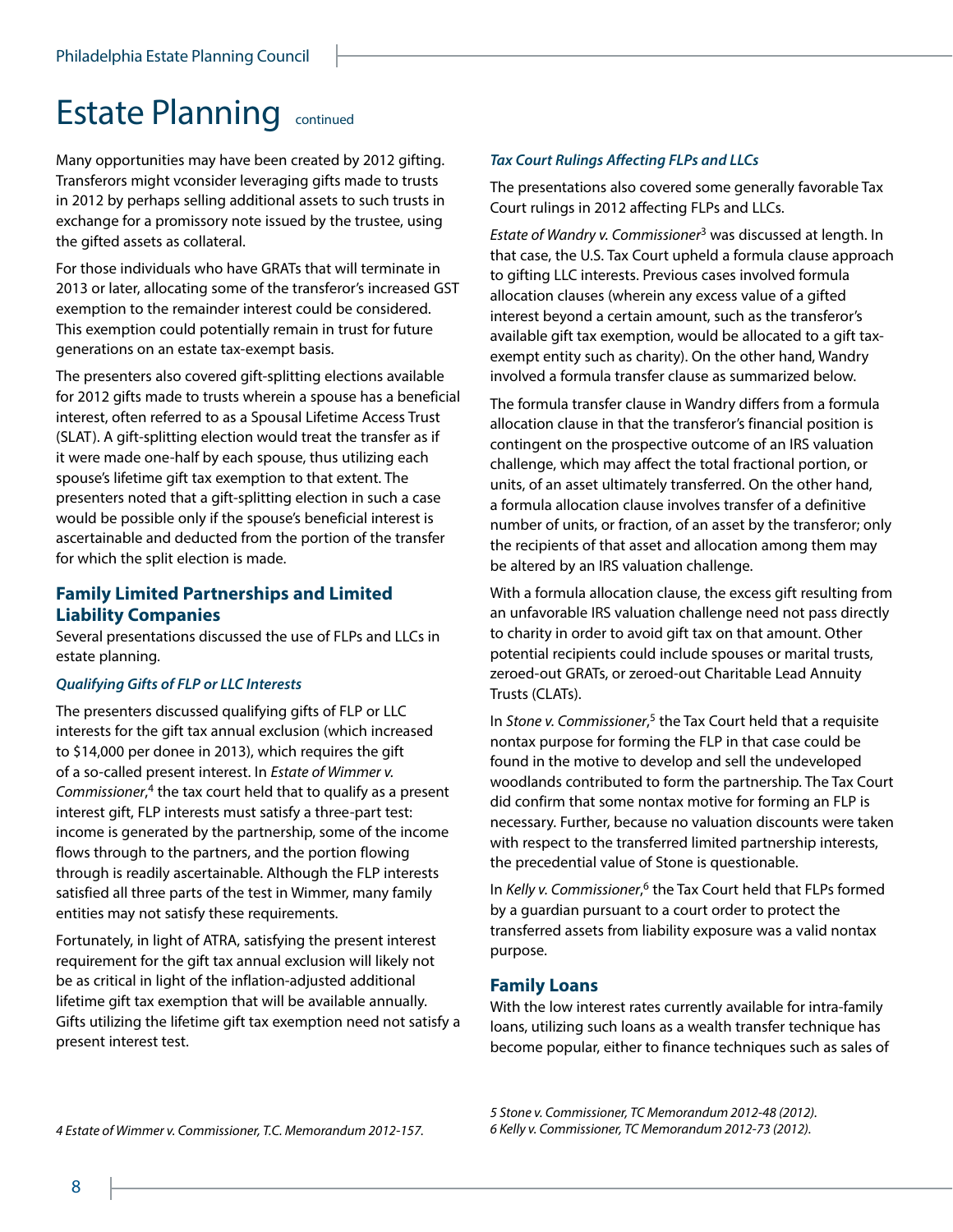# Estate Planning continued

Many opportunities may have been created by 2012 gifting. Transferors might vconsider leveraging gifts made to trusts in 2012 by perhaps selling additional assets to such trusts in exchange for a promissory note issued by the trustee, using the gifted assets as collateral.

For those individuals who have GRATs that will terminate in 2013 or later, allocating some of the transferor's increased GST exemption to the remainder interest could be considered. This exemption could potentially remain in trust for future generations on an estate tax-exempt basis.

The presenters also covered gift-splitting elections available for 2012 gifts made to trusts wherein a spouse has a beneficial interest, often referred to as a Spousal Lifetime Access Trust (SLAT). A gift-splitting election would treat the transfer as if it were made one-half by each spouse, thus utilizing each spouse's lifetime gift tax exemption to that extent. The presenters noted that a gift-splitting election in such a case would be possible only if the spouse's beneficial interest is ascertainable and deducted from the portion of the transfer for which the split election is made.

## Family Limited Partnerships and Limited Liability Companies

Several presentations discussed the use of FLPs and LLCs in estate planning.

### *Qualifying Gifts of FLP or LLC Interests*

The presenters discussed qualifying gifts of FLP or LLC interests for the gift tax annual exclusion (which increased to $14,000 per donee in 2013), which requires the gift of a so-called present interest. In *Estate of Wimmer v. Commissioner*,[4] the tax court held that to qualify as a present interest gift, FLP interests must satisfy a three-part test: income is generated by the partnership, some of the income flows through to the partners, and the portion flowing through is readily ascertainable. Although the FLP interests satisfied all three parts of the test in Wimmer, many family entities may not satisfy these requirements.

Fortunately, in light of ATRA, satisfying the present interest requirement for the gift tax annual exclusion will likely not be as critical in light of the inflation-adjusted additional lifetime gift tax exemption that will be available annually. Gifts utilizing the lifetime gift tax exemption need not satisfy a present interest test.

### *Tax Court Rulings Affecting FLPs and LLCs*

The presentations also covered some generally favorable Tax Court rulings in 2012 affecting FLPs and LLCs.

*Estate of Wandry v. Commissioner*[3] was discussed at length. In that case, the U.S. Tax Court upheld a formula clause approach to gifting LLC interests. Previous cases involved formula allocation clauses (wherein any excess value of a gifted interest beyond a certain amount, such as the transferor's available gift tax exemption, would be allocated to a gift tax-exempt entity such as charity). On the other hand, Wandry involved a formula transfer clause as summarized below.

The formula transfer clause in Wandry differs from a formula allocation clause in that the transferor's financial position is contingent on the prospective outcome of an IRS valuation challenge, which may affect the total fractional portion, or units, of an asset ultimately transferred. On the other hand, a formula allocation clause involves transfer of a definitive number of units, or fraction, of an asset by the transferor; only the recipients of that asset and allocation among them may be altered by an IRS valuation challenge.

With a formula allocation clause, the excess gift resulting from an unfavorable IRS valuation challenge need not pass directly to charity in order to avoid gift tax on that amount. Other potential recipients could include spouses or marital trusts, zeroed-out GRATs, or zeroed-out Charitable Lead Annuity Trusts (CLATs).

In *Stone v. Commissioner*,[5] the Tax Court held that a requisite nontax purpose for forming the FLP in that case could be found in the motive to develop and sell the undeveloped woodlands contributed to form the partnership. The Tax Court did confirm that some nontax motive for forming an FLP is necessary. Further, because no valuation discounts were taken with respect to the transferred limited partnership interests, the precedential value of Stone is questionable.

In *Kelly v. Commissioner*,[6] the Tax Court held that FLPs formed by a guardian pursuant to a court order to protect the transferred assets from liability exposure was a valid nontax purpose.

## Family Loans

With the low interest rates currently available for intra-family loans, utilizing such loans as a wealth transfer technique has become popular, either to finance techniques such as sales of

*4 Estate of Wimmer v. Commissioner, T.C. Memorandum 2012-157.*

*5 Stone v. Commissioner, TC Memorandum 2012-48 (2012).*
*6 Kelly v. Commissioner, TC Memorandum 2012-73 (2012).*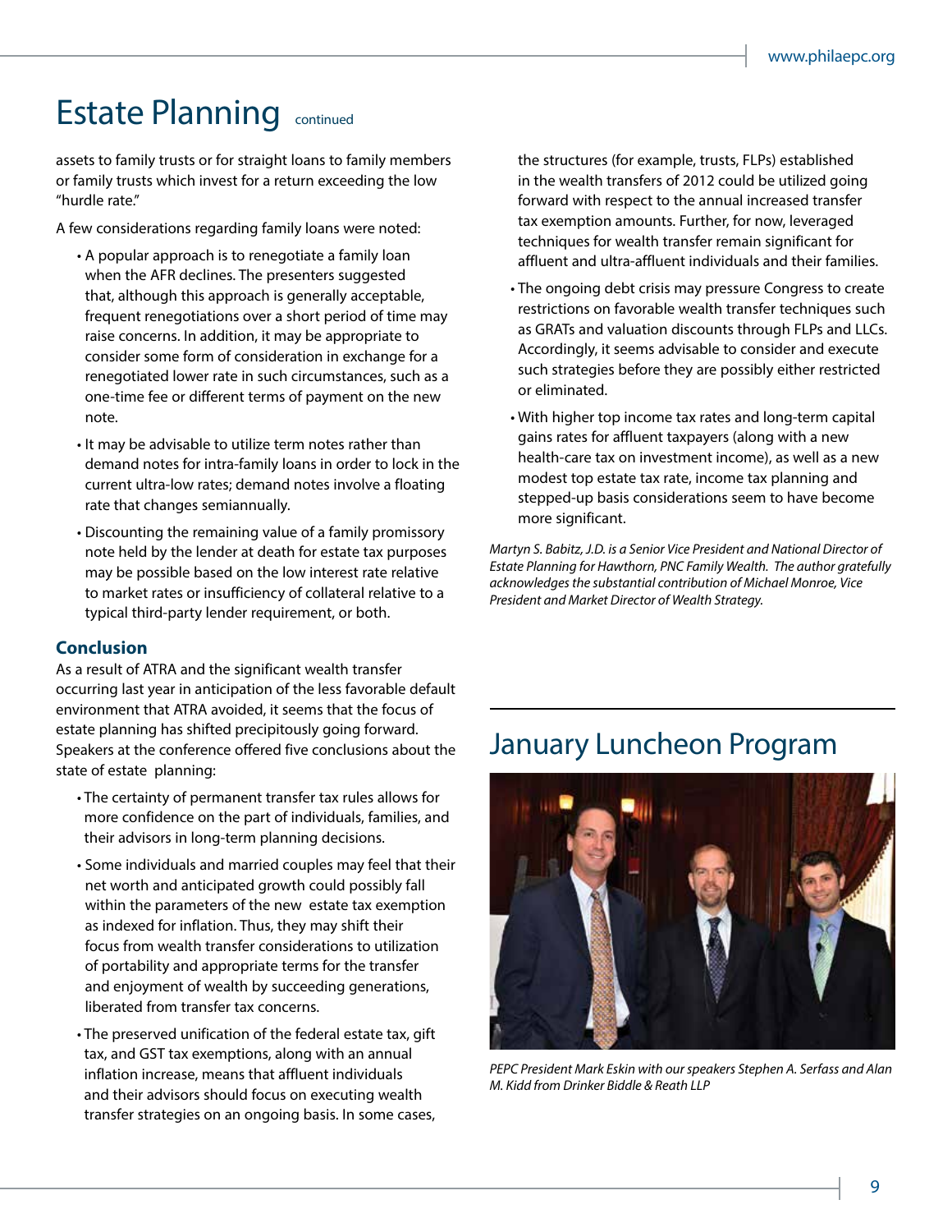# Estate Planning continued

assets to family trusts or for straight loans to family members or family trusts which invest for a return exceeding the low "hurdle rate."

A few considerations regarding family loans were noted:

- A popular approach is to renegotiate a family loan when the AFR declines. The presenters suggested that, although this approach is generally acceptable, frequent renegotiations over a short period of time may raise concerns. In addition, it may be appropriate to consider some form of consideration in exchange for a renegotiated lower rate in such circumstances, such as a one-time fee or different terms of payment on the new note.
- It may be advisable to utilize term notes rather than demand notes for intra-family loans in order to lock in the current ultra-low rates; demand notes involve a floating rate that changes semiannually.
- Discounting the remaining value of a family promissory note held by the lender at death for estate tax purposes may be possible based on the low interest rate relative to market rates or insufficiency of collateral relative to a typical third-party lender requirement, or both.

### Conclusion

As a result of ATRA and the significant wealth transfer occurring last year in anticipation of the less favorable default environment that ATRA avoided, it seems that the focus of estate planning has shifted precipitously going forward. Speakers at the conference offered five conclusions about the state of estate planning:

- The certainty of permanent transfer tax rules allows for more confidence on the part of individuals, families, and their advisors in long-term planning decisions.
- Some individuals and married couples may feel that their net worth and anticipated growth could possibly fall within the parameters of the new estate tax exemption as indexed for inflation. Thus, they may shift their focus from wealth transfer considerations to utilization of portability and appropriate terms for the transfer and enjoyment of wealth by succeeding generations, liberated from transfer tax concerns.
- The preserved unification of the federal estate tax, gift tax, and GST tax exemptions, along with an annual inflation increase, means that affluent individuals and their advisors should focus on executing wealth transfer strategies on an ongoing basis. In some cases, the structures (for example, trusts, FLPs) established in the wealth transfers of 2012 could be utilized going forward with respect to the annual increased transfer tax exemption amounts. Further, for now, leveraged techniques for wealth transfer remain significant for affluent and ultra-affluent individuals and their families.
- The ongoing debt crisis may pressure Congress to create restrictions on favorable wealth transfer techniques such as GRATs and valuation discounts through FLPs and LLCs. Accordingly, it seems advisable to consider and execute such strategies before they are possibly either restricted or eliminated.
- With higher top income tax rates and long-term capital gains rates for affluent taxpayers (along with a new health-care tax on investment income), as well as a new modest top estate tax rate, income tax planning and stepped-up basis considerations seem to have become more significant.

*Martyn S. Babitz, J.D. is a Senior Vice President and National Director of Estate Planning for Hawthorn, PNC Family Wealth. The author gratefully acknowledges the substantial contribution of Michael Monroe, Vice President and Market Director of Wealth Strategy.*

# January Luncheon Program

*PEPC President Mark Eskin with our speakers Stephen A. Serfass and Alan M. Kidd from Drinker Biddle & Reath LLP*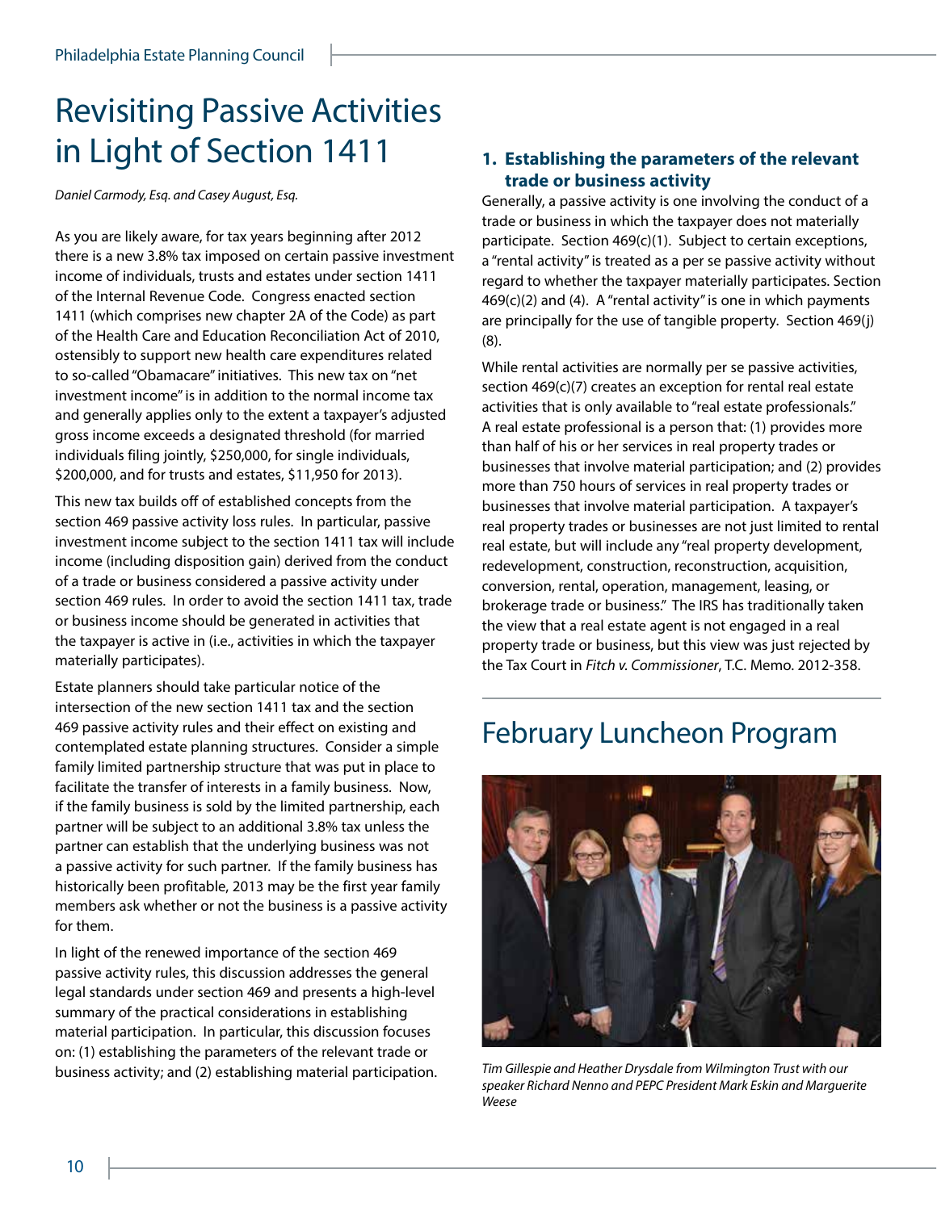# Revisiting Passive Activities in Light of Section 1411

*Daniel Carmody, Esq. and Casey August, Esq.*

As you are likely aware, for tax years beginning after 2012 there is a new 3.8% tax imposed on certain passive investment income of individuals, trusts and estates under section 1411 of the Internal Revenue Code. Congress enacted section 1411 (which comprises new chapter 2A of the Code) as part of the Health Care and Education Reconciliation Act of 2010, ostensibly to support new health care expenditures related to so-called "Obamacare" initiatives. This new tax on "net investment income" is in addition to the normal income tax and generally applies only to the extent a taxpayer's adjusted gross income exceeds a designated threshold (for married individuals filing jointly, $250,000, for single individuals, $200,000, and for trusts and estates, $11,950 for 2013).

This new tax builds off of established concepts from the section 469 passive activity loss rules. In particular, passive investment income subject to the section 1411 tax will include income (including disposition gain) derived from the conduct of a trade or business considered a passive activity under section 469 rules. In order to avoid the section 1411 tax, trade or business income should be generated in activities that the taxpayer is active in (i.e., activities in which the taxpayer materially participates).

Estate planners should take particular notice of the intersection of the new section 1411 tax and the section 469 passive activity rules and their effect on existing and contemplated estate planning structures. Consider a simple family limited partnership structure that was put in place to facilitate the transfer of interests in a family business. Now, if the family business is sold by the limited partnership, each partner will be subject to an additional 3.8% tax unless the partner can establish that the underlying business was not a passive activity for such partner. If the family business has historically been profitable, 2013 may be the first year family members ask whether or not the business is a passive activity for them.

In light of the renewed importance of the section 469 passive activity rules, this discussion addresses the general legal standards under section 469 and presents a high-level summary of the practical considerations in establishing material participation. In particular, this discussion focuses on: (1) establishing the parameters of the relevant trade or business activity; and (2) establishing material participation.

### 1. Establishing the parameters of the relevant trade or business activity

Generally, a passive activity is one involving the conduct of a trade or business in which the taxpayer does not materially participate. Section 469(c)(1). Subject to certain exceptions, a "rental activity" is treated as a per se passive activity without regard to whether the taxpayer materially participates. Section 469(c)(2) and (4). A "rental activity" is one in which payments are principally for the use of tangible property. Section 469(j)(8).

While rental activities are normally per se passive activities, section 469(c)(7) creates an exception for rental real estate activities that is only available to "real estate professionals." A real estate professional is a person that: (1) provides more than half of his or her services in real property trades or businesses that involve material participation; and (2) provides more than 750 hours of services in real property trades or businesses that involve material participation. A taxpayer's real property trades or businesses are not just limited to rental real estate, but will include any "real property development, redevelopment, construction, reconstruction, acquisition, conversion, rental, operation, management, leasing, or brokerage trade or business." The IRS has traditionally taken the view that a real estate agent is not engaged in a real property trade or business, but this view was just rejected by the Tax Court in *Fitch v. Commissioner*, T.C. Memo. 2012-358.

# February Luncheon Program

*Tim Gillespie and Heather Drysdale from Wilmington Trust with our speaker Richard Nenno and PEPC President Mark Eskin and Marguerite Weese*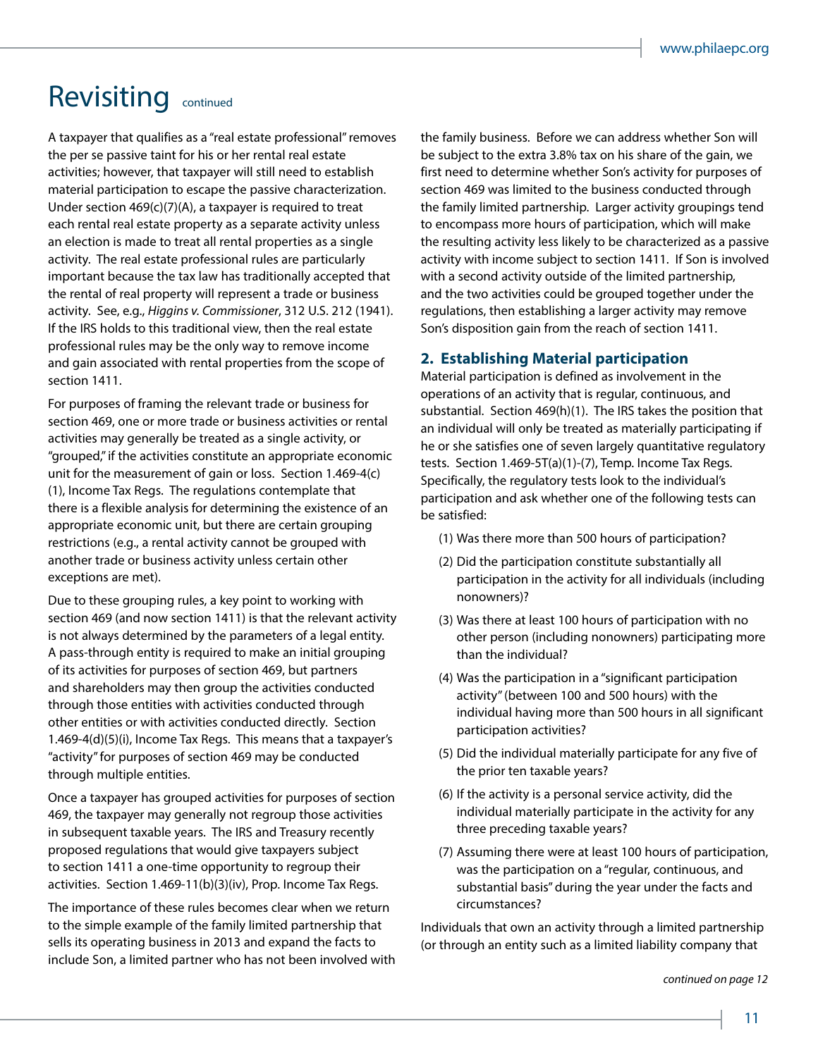# Revisiting continued

A taxpayer that qualifies as a "real estate professional" removes the per se passive taint for his or her rental real estate activities; however, that taxpayer will still need to establish material participation to escape the passive characterization. Under section 469(c)(7)(A), a taxpayer is required to treat each rental real estate property as a separate activity unless an election is made to treat all rental properties as a single activity. The real estate professional rules are particularly important because the tax law has traditionally accepted that the rental of real property will represent a trade or business activity. See, e.g., *Higgins v. Commissioner*, 312 U.S. 212 (1941). If the IRS holds to this traditional view, then the real estate professional rules may be the only way to remove income and gain associated with rental properties from the scope of section 1411.

For purposes of framing the relevant trade or business for section 469, one or more trade or business activities or rental activities may generally be treated as a single activity, or "grouped," if the activities constitute an appropriate economic unit for the measurement of gain or loss. Section 1.469-4(c)(1), Income Tax Regs. The regulations contemplate that there is a flexible analysis for determining the existence of an appropriate economic unit, but there are certain grouping restrictions (e.g., a rental activity cannot be grouped with another trade or business activity unless certain other exceptions are met).

Due to these grouping rules, a key point to working with section 469 (and now section 1411) is that the relevant activity is not always determined by the parameters of a legal entity. A pass-through entity is required to make an initial grouping of its activities for purposes of section 469, but partners and shareholders may then group the activities conducted through those entities with activities conducted through other entities or with activities conducted directly. Section 1.469-4(d)(5)(i), Income Tax Regs. This means that a taxpayer's "activity" for purposes of section 469 may be conducted through multiple entities.

Once a taxpayer has grouped activities for purposes of section 469, the taxpayer may generally not regroup those activities in subsequent taxable years. The IRS and Treasury recently proposed regulations that would give taxpayers subject to section 1411 a one-time opportunity to regroup their activities. Section 1.469-11(b)(3)(iv), Prop. Income Tax Regs.

The importance of these rules becomes clear when we return to the simple example of the family limited partnership that sells its operating business in 2013 and expand the facts to include Son, a limited partner who has not been involved with the family business. Before we can address whether Son will be subject to the extra 3.8% tax on his share of the gain, we first need to determine whether Son's activity for purposes of section 469 was limited to the business conducted through the family limited partnership. Larger activity groupings tend to encompass more hours of participation, which will make the resulting activity less likely to be characterized as a passive activity with income subject to section 1411. If Son is involved with a second activity outside of the limited partnership, and the two activities could be grouped together under the regulations, then establishing a larger activity may remove Son's disposition gain from the reach of section 1411.

## 2. Establishing Material participation

Material participation is defined as involvement in the operations of an activity that is regular, continuous, and substantial. Section 469(h)(1). The IRS takes the position that an individual will only be treated as materially participating if he or she satisfies one of seven largely quantitative regulatory tests. Section 1.469-5T(a)(1)-(7), Temp. Income Tax Regs. Specifically, the regulatory tests look to the individual's participation and ask whether one of the following tests can be satisfied:

(1) Was there more than 500 hours of participation?

(2) Did the participation constitute substantially all participation in the activity for all individuals (including nonowners)?

(3) Was there at least 100 hours of participation with no other person (including nonowners) participating more than the individual?

(4) Was the participation in a "significant participation activity" (between 100 and 500 hours) with the individual having more than 500 hours in all significant participation activities?

(5) Did the individual materially participate for any five of the prior ten taxable years?

(6) If the activity is a personal service activity, did the individual materially participate in the activity for any three preceding taxable years?

(7) Assuming there were at least 100 hours of participation, was the participation on a "regular, continuous, and substantial basis" during the year under the facts and circumstances?

Individuals that own an activity through a limited partnership (or through an entity such as a limited liability company that

*continued on page 12*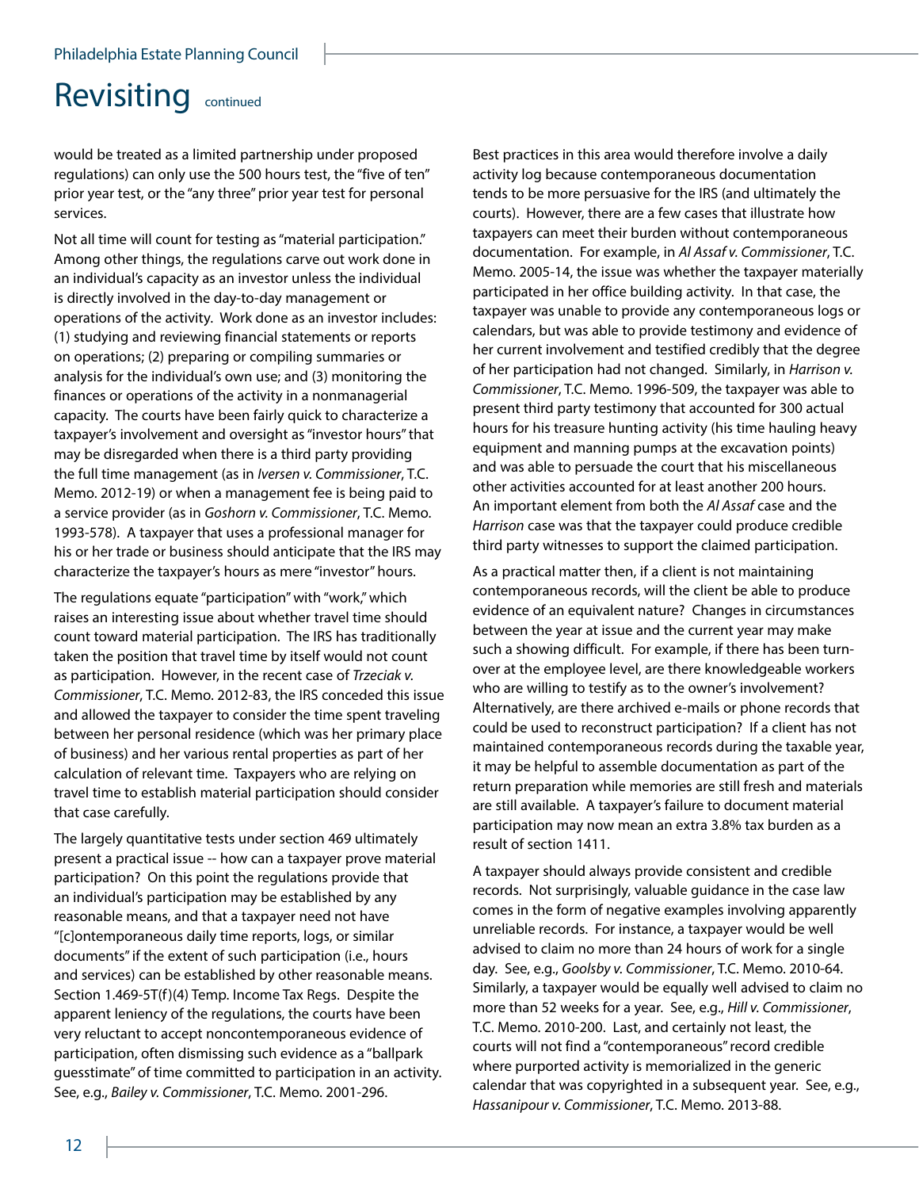would be treated as a limited partnership under proposed regulations) can only use the 500 hours test, the "five of ten" prior year test, or the "any three" prior year test for personal services.

Not all time will count for testing as "material participation." Among other things, the regulations carve out work done in an individual's capacity as an investor unless the individual is directly involved in the day-to-day management or operations of the activity. Work done as an investor includes: (1) studying and reviewing financial statements or reports on operations; (2) preparing or compiling summaries or analysis for the individual's own use; and (3) monitoring the finances or operations of the activity in a nonmanagerial capacity. The courts have been fairly quick to characterize a taxpayer's involvement and oversight as "investor hours" that may be disregarded when there is a third party providing the full time management (as in *Iversen v. Commissioner*, T.C. Memo. 2012-19) or when a management fee is being paid to a service provider (as in *Goshorn v. Commissioner*, T.C. Memo. 1993-578). A taxpayer that uses a professional manager for his or her trade or business should anticipate that the IRS may characterize the taxpayer's hours as mere "investor" hours.

The regulations equate "participation" with "work," which raises an interesting issue about whether travel time should count toward material participation. The IRS has traditionally taken the position that travel time by itself would not count as participation. However, in the recent case of *Trzeciak v. Commissioner*, T.C. Memo. 2012-83, the IRS conceded this issue and allowed the taxpayer to consider the time spent traveling between her personal residence (which was her primary place of business) and her various rental properties as part of her calculation of relevant time. Taxpayers who are relying on travel time to establish material participation should consider that case carefully.

The largely quantitative tests under section 469 ultimately present a practical issue -- how can a taxpayer prove material participation? On this point the regulations provide that an individual's participation may be established by any reasonable means, and that a taxpayer need not have "[c]ontemporaneous daily time reports, logs, or similar documents" if the extent of such participation (i.e., hours and services) can be established by other reasonable means. Section 1.469-5T(f)(4) Temp. Income Tax Regs. Despite the apparent leniency of the regulations, the courts have been very reluctant to accept noncontemporaneous evidence of participation, often dismissing such evidence as a "ballpark guesstimate" of time committed to participation in an activity. See, e.g., *Bailey v. Commissioner*, T.C. Memo. 2001-296.

Best practices in this area would therefore involve a daily activity log because contemporaneous documentation tends to be more persuasive for the IRS (and ultimately the courts). However, there are a few cases that illustrate how taxpayers can meet their burden without contemporaneous documentation. For example, in *Al Assaf v. Commissioner*, T.C. Memo. 2005-14, the issue was whether the taxpayer materially participated in her office building activity. In that case, the taxpayer was unable to provide any contemporaneous logs or calendars, but was able to provide testimony and evidence of her current involvement and testified credibly that the degree of her participation had not changed. Similarly, in *Harrison v. Commissioner*, T.C. Memo. 1996-509, the taxpayer was able to present third party testimony that accounted for 300 actual hours for his treasure hunting activity (his time hauling heavy equipment and manning pumps at the excavation points) and was able to persuade the court that his miscellaneous other activities accounted for at least another 200 hours. An important element from both the *Al Assaf* case and the *Harrison* case was that the taxpayer could produce credible third party witnesses to support the claimed participation.

As a practical matter then, if a client is not maintaining contemporaneous records, will the client be able to produce evidence of an equivalent nature? Changes in circumstances between the year at issue and the current year may make such a showing difficult. For example, if there has been turnover at the employee level, are there knowledgeable workers who are willing to testify as to the owner's involvement? Alternatively, are there archived e-mails or phone records that could be used to reconstruct participation? If a client has not maintained contemporaneous records during the taxable year, it may be helpful to assemble documentation as part of the return preparation while memories are still fresh and materials are still available. A taxpayer's failure to document material participation may now mean an extra 3.8% tax burden as a result of section 1411.

A taxpayer should always provide consistent and credible records. Not surprisingly, valuable guidance in the case law comes in the form of negative examples involving apparently unreliable records. For instance, a taxpayer would be well advised to claim no more than 24 hours of work for a single day. See, e.g., *Goolsby v. Commissioner*, T.C. Memo. 2010-64. Similarly, a taxpayer would be equally well advised to claim no more than 52 weeks for a year. See, e.g., *Hill v. Commissioner*, T.C. Memo. 2010-200. Last, and certainly not least, the courts will not find a "contemporaneous" record credible where purported activity is memorialized in the generic calendar that was copyrighted in a subsequent year. See, e.g., *Hassanipour v. Commissioner*, T.C. Memo. 2013-88.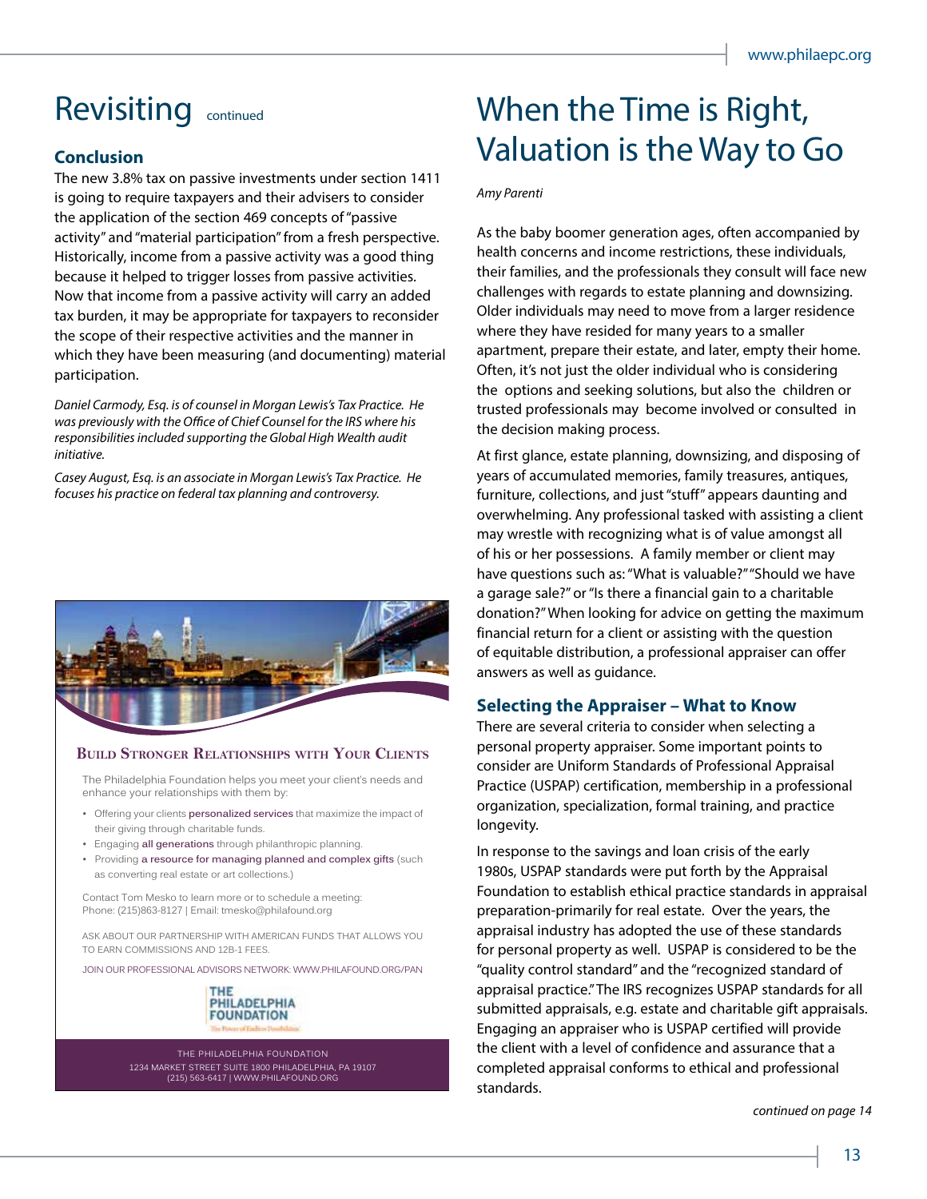# Revisiting continued

### Conclusion

The new 3.8% tax on passive investments under section 1411 is going to require taxpayers and their advisers to consider the application of the section 469 concepts of "passive activity" and "material participation" from a fresh perspective. Historically, income from a passive activity was a good thing because it helped to trigger losses from passive activities. Now that income from a passive activity will carry an added tax burden, it may be appropriate for taxpayers to reconsider the scope of their respective activities and the manner in which they have been measuring (and documenting) material participation.

*Daniel Carmody, Esq. is of counsel in Morgan Lewis's Tax Practice. He was previously with the Office of Chief Counsel for the IRS where his responsibilities included supporting the Global High Wealth audit initiative.*

*Casey August, Esq. is an associate in Morgan Lewis's Tax Practice. He focuses his practice on federal tax planning and controversy.*

**Build Stronger Relationships with Your Clients**

The Philadelphia Foundation helps you meet your client's needs and enhance your relationships with them by:

- Offering your clients personalized services that maximize the impact of their giving through charitable funds.
- Engaging all generations through philanthropic planning.
- Providing a resource for managing planned and complex gifts (such as converting real estate or art collections.)

Contact Tom Mesko to learn more or to schedule a meeting:
Phone: (215)863-8127 | Email: tmesko@philafound.org

ASK ABOUT OUR PARTNERSHIP WITH AMERICAN FUNDS THAT ALLOWS YOU TO EARN COMMISSIONS AND 12B-1 FEES.

JOIN OUR PROFESSIONAL ADVISORS NETWORK: WWW.PHILAFOUND.ORG/PAN

THE PHILADELPHIA FOUNDATION

THE PHILADELPHIA FOUNDATION
1234 MARKET STREET SUITE 1800 PHILADELPHIA, PA 19107
(215) 563-6417 | WWW.PHILAFOUND.ORG

# When the Time is Right, Valuation is the Way to Go

*Amy Parenti*

As the baby boomer generation ages, often accompanied by health concerns and income restrictions, these individuals, their families, and the professionals they consult will face new challenges with regards to estate planning and downsizing. Older individuals may need to move from a larger residence where they have resided for many years to a smaller apartment, prepare their estate, and later, empty their home. Often, it's not just the older individual who is considering the options and seeking solutions, but also the children or trusted professionals may become involved or consulted in the decision making process.

At first glance, estate planning, downsizing, and disposing of years of accumulated memories, family treasures, antiques, furniture, collections, and just "stuff" appears daunting and overwhelming. Any professional tasked with assisting a client may wrestle with recognizing what is of value amongst all of his or her possessions. A family member or client may have questions such as: "What is valuable?" "Should we have a garage sale?" or "Is there a financial gain to a charitable donation?" When looking for advice on getting the maximum financial return for a client or assisting with the question of equitable distribution, a professional appraiser can offer answers as well as guidance.

### Selecting the Appraiser – What to Know

There are several criteria to consider when selecting a personal property appraiser. Some important points to consider are Uniform Standards of Professional Appraisal Practice (USPAP) certification, membership in a professional organization, specialization, formal training, and practice longevity.

In response to the savings and loan crisis of the early 1980s, USPAP standards were put forth by the Appraisal Foundation to establish ethical practice standards in appraisal preparation-primarily for real estate. Over the years, the appraisal industry has adopted the use of these standards for personal property as well. USPAP is considered to be the "quality control standard" and the "recognized standard of appraisal practice." The IRS recognizes USPAP standards for all submitted appraisals, e.g. estate and charitable gift appraisals. Engaging an appraiser who is USPAP certified will provide the client with a level of confidence and assurance that a completed appraisal conforms to ethical and professional standards.

*continued on page 14*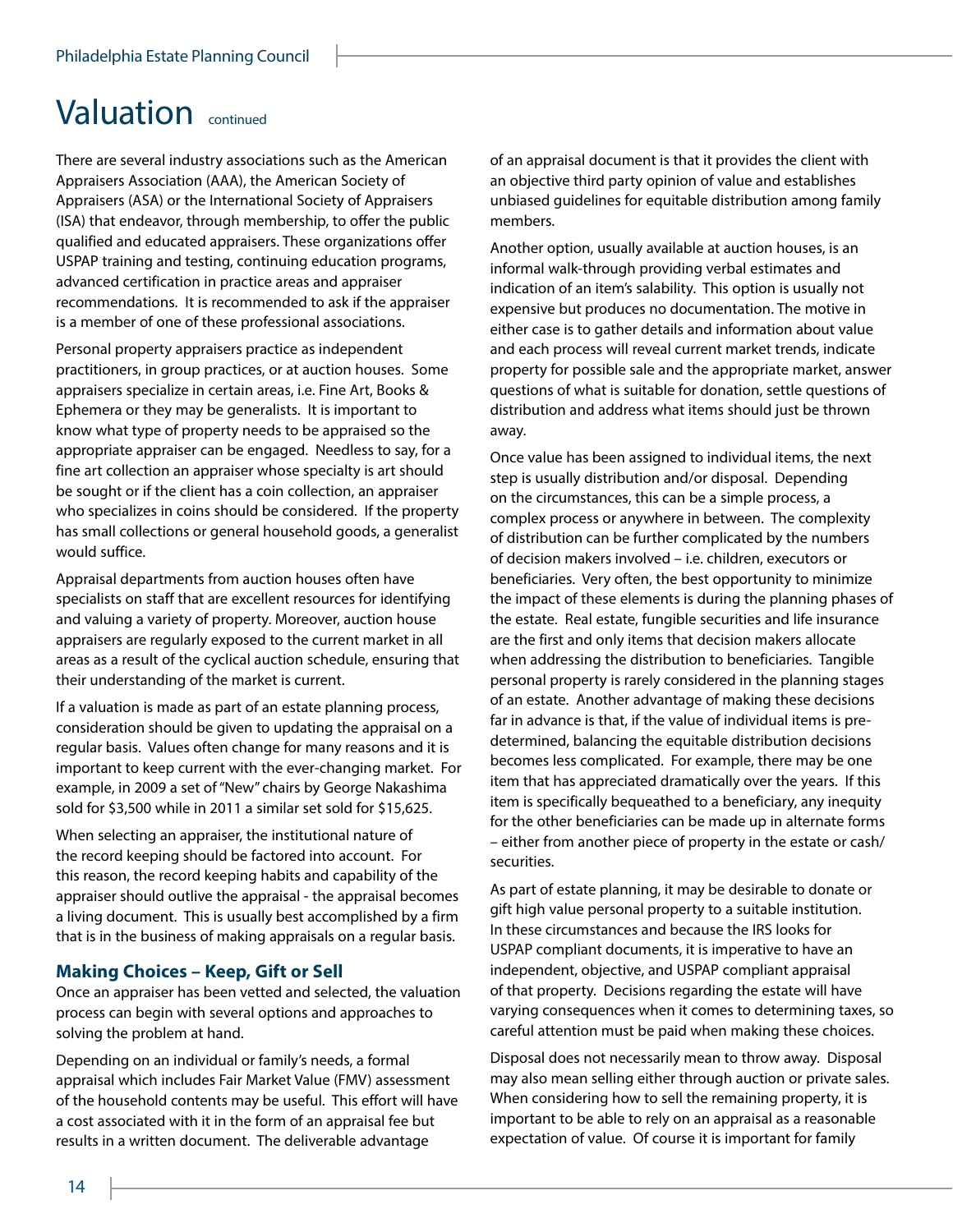# Valuation continued

There are several industry associations such as the American Appraisers Association (AAA), the American Society of Appraisers (ASA) or the International Society of Appraisers (ISA) that endeavor, through membership, to offer the public qualified and educated appraisers. These organizations offer USPAP training and testing, continuing education programs, advanced certification in practice areas and appraiser recommendations. It is recommended to ask if the appraiser is a member of one of these professional associations.

Personal property appraisers practice as independent practitioners, in group practices, or at auction houses. Some appraisers specialize in certain areas, i.e. Fine Art, Books & Ephemera or they may be generalists. It is important to know what type of property needs to be appraised so the appropriate appraiser can be engaged. Needless to say, for a fine art collection an appraiser whose specialty is art should be sought or if the client has a coin collection, an appraiser who specializes in coins should be considered. If the property has small collections or general household goods, a generalist would suffice.

Appraisal departments from auction houses often have specialists on staff that are excellent resources for identifying and valuing a variety of property. Moreover, auction house appraisers are regularly exposed to the current market in all areas as a result of the cyclical auction schedule, ensuring that their understanding of the market is current.

If a valuation is made as part of an estate planning process, consideration should be given to updating the appraisal on a regular basis. Values often change for many reasons and it is important to keep current with the ever-changing market. For example, in 2009 a set of "New" chairs by George Nakashima sold for $3,500 while in 2011 a similar set sold for $15,625.

When selecting an appraiser, the institutional nature of the record keeping should be factored into account. For this reason, the record keeping habits and capability of the appraiser should outlive the appraisal - the appraisal becomes a living document. This is usually best accomplished by a firm that is in the business of making appraisals on a regular basis.

### Making Choices – Keep, Gift or Sell

Once an appraiser has been vetted and selected, the valuation process can begin with several options and approaches to solving the problem at hand.

Depending on an individual or family's needs, a formal appraisal which includes Fair Market Value (FMV) assessment of the household contents may be useful. This effort will have a cost associated with it in the form of an appraisal fee but results in a written document. The deliverable advantage of an appraisal document is that it provides the client with an objective third party opinion of value and establishes unbiased guidelines for equitable distribution among family members.

Another option, usually available at auction houses, is an informal walk-through providing verbal estimates and indication of an item's salability. This option is usually not expensive but produces no documentation. The motive in either case is to gather details and information about value and each process will reveal current market trends, indicate property for possible sale and the appropriate market, answer questions of what is suitable for donation, settle questions of distribution and address what items should just be thrown away.

Once value has been assigned to individual items, the next step is usually distribution and/or disposal. Depending on the circumstances, this can be a simple process, a complex process or anywhere in between. The complexity of distribution can be further complicated by the numbers of decision makers involved – i.e. children, executors or beneficiaries. Very often, the best opportunity to minimize the impact of these elements is during the planning phases of the estate. Real estate, fungible securities and life insurance are the first and only items that decision makers allocate when addressing the distribution to beneficiaries. Tangible personal property is rarely considered in the planning stages of an estate. Another advantage of making these decisions far in advance is that, if the value of individual items is pre-determined, balancing the equitable distribution decisions becomes less complicated. For example, there may be one item that has appreciated dramatically over the years. If this item is specifically bequeathed to a beneficiary, any inequity for the other beneficiaries can be made up in alternate forms – either from another piece of property in the estate or cash/securities.

As part of estate planning, it may be desirable to donate or gift high value personal property to a suitable institution. In these circumstances and because the IRS looks for USPAP compliant documents, it is imperative to have an independent, objective, and USPAP compliant appraisal of that property. Decisions regarding the estate will have varying consequences when it comes to determining taxes, so careful attention must be paid when making these choices.

Disposal does not necessarily mean to throw away. Disposal may also mean selling either through auction or private sales. When considering how to sell the remaining property, it is important to be able to rely on an appraisal as a reasonable expectation of value. Of course it is important for family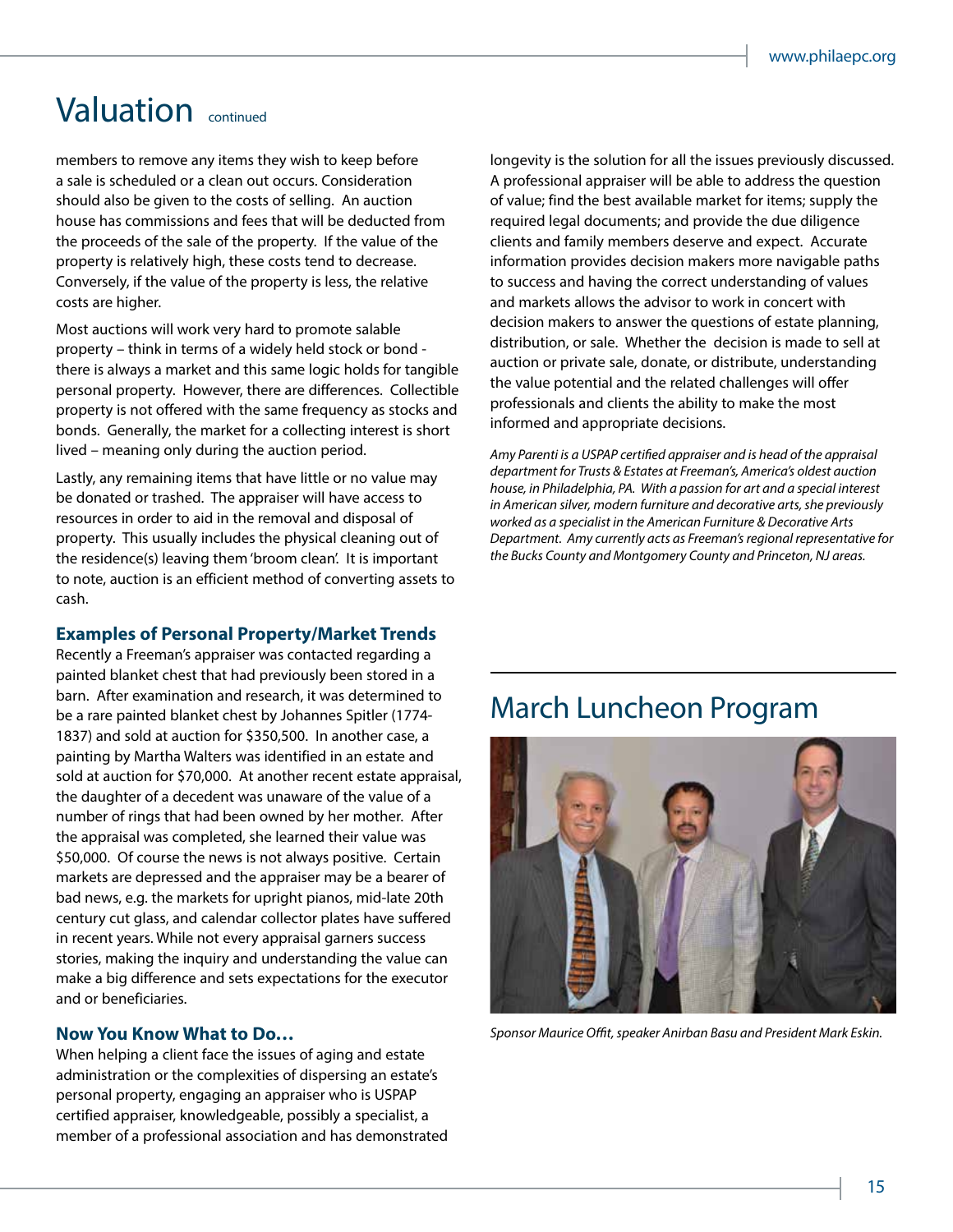# Valuation continued

members to remove any items they wish to keep before a sale is scheduled or a clean out occurs. Consideration should also be given to the costs of selling. An auction house has commissions and fees that will be deducted from the proceeds of the sale of the property. If the value of the property is relatively high, these costs tend to decrease. Conversely, if the value of the property is less, the relative costs are higher.

Most auctions will work very hard to promote salable property – think in terms of a widely held stock or bond - there is always a market and this same logic holds for tangible personal property. However, there are differences. Collectible property is not offered with the same frequency as stocks and bonds. Generally, the market for a collecting interest is short lived – meaning only during the auction period.

Lastly, any remaining items that have little or no value may be donated or trashed. The appraiser will have access to resources in order to aid in the removal and disposal of property. This usually includes the physical cleaning out of the residence(s) leaving them 'broom clean'. It is important to note, auction is an efficient method of converting assets to cash.

### Examples of Personal Property/Market Trends

Recently a Freeman's appraiser was contacted regarding a painted blanket chest that had previously been stored in a barn. After examination and research, it was determined to be a rare painted blanket chest by Johannes Spitler (1774-1837) and sold at auction for $350,500. In another case, a painting by Martha Walters was identified in an estate and sold at auction for $70,000. At another recent estate appraisal, the daughter of a decedent was unaware of the value of a number of rings that had been owned by her mother. After the appraisal was completed, she learned their value was $50,000. Of course the news is not always positive. Certain markets are depressed and the appraiser may be a bearer of bad news, e.g. the markets for upright pianos, mid-late 20th century cut glass, and calendar collector plates have suffered in recent years. While not every appraisal garners success stories, making the inquiry and understanding the value can make a big difference and sets expectations for the executor and or beneficiaries.

### Now You Know What to Do…

When helping a client face the issues of aging and estate administration or the complexities of dispersing an estate's personal property, engaging an appraiser who is USPAP certified appraiser, knowledgeable, possibly a specialist, a member of a professional association and has demonstrated longevity is the solution for all the issues previously discussed. A professional appraiser will be able to address the question of value; find the best available market for items; supply the required legal documents; and provide the due diligence clients and family members deserve and expect. Accurate information provides decision makers more navigable paths to success and having the correct understanding of values and markets allows the advisor to work in concert with decision makers to answer the questions of estate planning, distribution, or sale. Whether the decision is made to sell at auction or private sale, donate, or distribute, understanding the value potential and the related challenges will offer professionals and clients the ability to make the most informed and appropriate decisions.

*Amy Parenti is a USPAP certified appraiser and is head of the appraisal department for Trusts & Estates at Freeman's, America's oldest auction house, in Philadelphia, PA. With a passion for art and a special interest in American silver, modern furniture and decorative arts, she previously worked as a specialist in the American Furniture & Decorative Arts Department. Amy currently acts as Freeman's regional representative for the Bucks County and Montgomery County and Princeton, NJ areas.*

# March Luncheon Program

*Sponsor Maurice Offit, speaker Anirban Basu and President Mark Eskin.*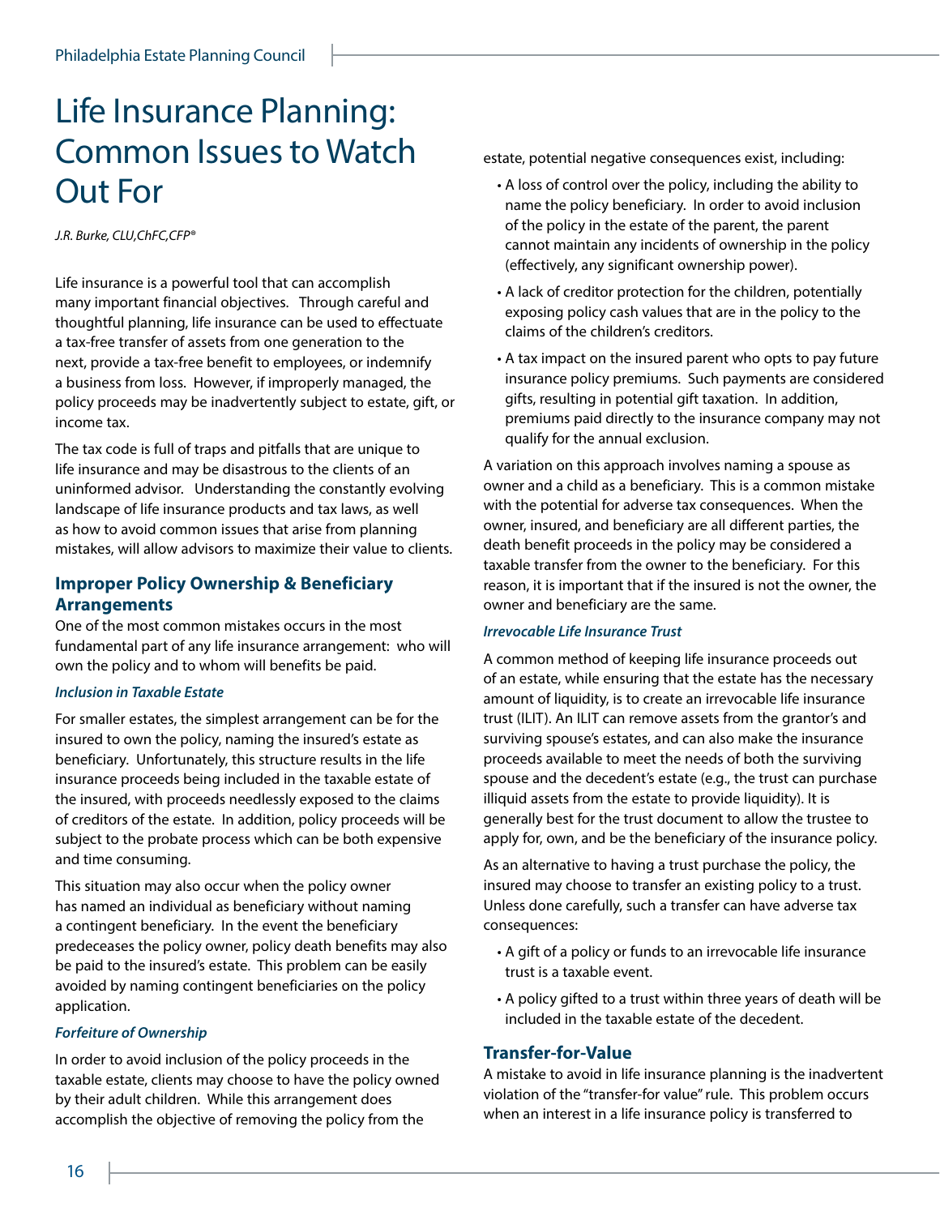# Life Insurance Planning: Common Issues to Watch Out For

*J.R. Burke, CLU,ChFC,CFP®*

Life insurance is a powerful tool that can accomplish many important financial objectives. Through careful and thoughtful planning, life insurance can be used to effectuate a tax-free transfer of assets from one generation to the next, provide a tax-free benefit to employees, or indemnify a business from loss. However, if improperly managed, the policy proceeds may be inadvertently subject to estate, gift, or income tax.

The tax code is full of traps and pitfalls that are unique to life insurance and may be disastrous to the clients of an uninformed advisor. Understanding the constantly evolving landscape of life insurance products and tax laws, as well as how to avoid common issues that arise from planning mistakes, will allow advisors to maximize their value to clients.

## Improper Policy Ownership & Beneficiary Arrangements

One of the most common mistakes occurs in the most fundamental part of any life insurance arrangement: who will own the policy and to whom will benefits be paid.

### *Inclusion in Taxable Estate*

For smaller estates, the simplest arrangement can be for the insured to own the policy, naming the insured's estate as beneficiary. Unfortunately, this structure results in the life insurance proceeds being included in the taxable estate of the insured, with proceeds needlessly exposed to the claims of creditors of the estate. In addition, policy proceeds will be subject to the probate process which can be both expensive and time consuming.

This situation may also occur when the policy owner has named an individual as beneficiary without naming a contingent beneficiary. In the event the beneficiary predeceases the policy owner, policy death benefits may also be paid to the insured's estate. This problem can be easily avoided by naming contingent beneficiaries on the policy application.

### *Forfeiture of Ownership*

In order to avoid inclusion of the policy proceeds in the taxable estate, clients may choose to have the policy owned by their adult children. While this arrangement does accomplish the objective of removing the policy from the estate, potential negative consequences exist, including:

- A loss of control over the policy, including the ability to name the policy beneficiary. In order to avoid inclusion of the policy in the estate of the parent, the parent cannot maintain any incidents of ownership in the policy (effectively, any significant ownership power).
- A lack of creditor protection for the children, potentially exposing policy cash values that are in the policy to the claims of the children's creditors.
- A tax impact on the insured parent who opts to pay future insurance policy premiums. Such payments are considered gifts, resulting in potential gift taxation. In addition, premiums paid directly to the insurance company may not qualify for the annual exclusion.

A variation on this approach involves naming a spouse as owner and a child as a beneficiary. This is a common mistake with the potential for adverse tax consequences. When the owner, insured, and beneficiary are all different parties, the death benefit proceeds in the policy may be considered a taxable transfer from the owner to the beneficiary. For this reason, it is important that if the insured is not the owner, the owner and beneficiary are the same.

### *Irrevocable Life Insurance Trust*

A common method of keeping life insurance proceeds out of an estate, while ensuring that the estate has the necessary amount of liquidity, is to create an irrevocable life insurance trust (ILIT). An ILIT can remove assets from the grantor's and surviving spouse's estates, and can also make the insurance proceeds available to meet the needs of both the surviving spouse and the decedent's estate (e.g., the trust can purchase illiquid assets from the estate to provide liquidity). It is generally best for the trust document to allow the trustee to apply for, own, and be the beneficiary of the insurance policy.

As an alternative to having a trust purchase the policy, the insured may choose to transfer an existing policy to a trust. Unless done carefully, such a transfer can have adverse tax consequences:

- A gift of a policy or funds to an irrevocable life insurance trust is a taxable event.
- A policy gifted to a trust within three years of death will be included in the taxable estate of the decedent.

## Transfer-for-Value

A mistake to avoid in life insurance planning is the inadvertent violation of the "transfer-for value" rule. This problem occurs when an interest in a life insurance policy is transferred to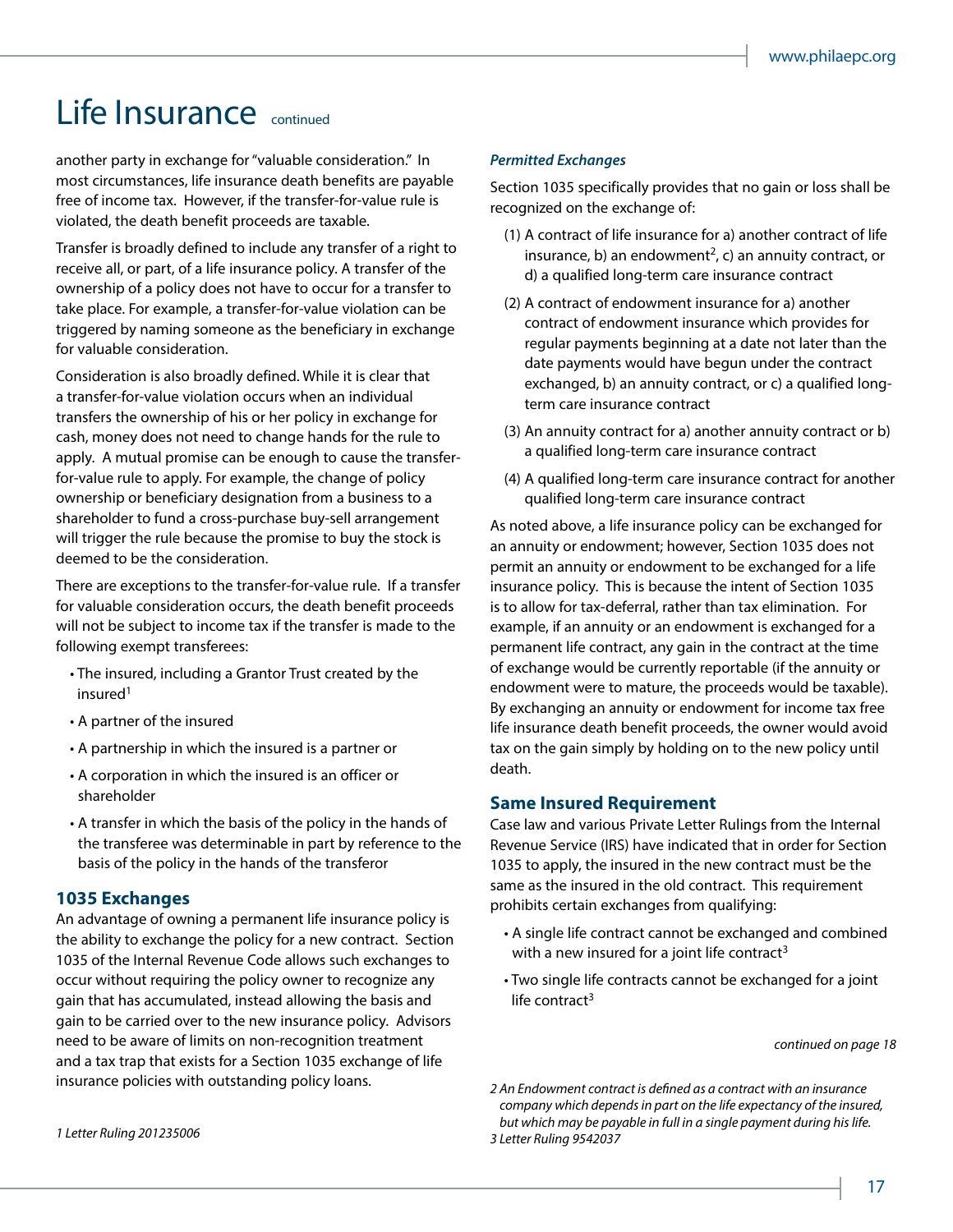# Life Insurance continued

another party in exchange for "valuable consideration." In most circumstances, life insurance death benefits are payable free of income tax. However, if the transfer-for-value rule is violated, the death benefit proceeds are taxable.

Transfer is broadly defined to include any transfer of a right to receive all, or part, of a life insurance policy. A transfer of the ownership of a policy does not have to occur for a transfer to take place. For example, a transfer-for-value violation can be triggered by naming someone as the beneficiary in exchange for valuable consideration.

Consideration is also broadly defined. While it is clear that a transfer-for-value violation occurs when an individual transfers the ownership of his or her policy in exchange for cash, money does not need to change hands for the rule to apply. A mutual promise can be enough to cause the transfer-for-value rule to apply. For example, the change of policy ownership or beneficiary designation from a business to a shareholder to fund a cross-purchase buy-sell arrangement will trigger the rule because the promise to buy the stock is deemed to be the consideration.

There are exceptions to the transfer-for-value rule. If a transfer for valuable consideration occurs, the death benefit proceeds will not be subject to income tax if the transfer is made to the following exempt transferees:

- The insured, including a Grantor Trust created by the insured[1]
- A partner of the insured
- A partnership in which the insured is a partner or
- A corporation in which the insured is an officer or shareholder
- A transfer in which the basis of the policy in the hands of the transferee was determinable in part by reference to the basis of the policy in the hands of the transferor

## 1035 Exchanges

An advantage of owning a permanent life insurance policy is the ability to exchange the policy for a new contract. Section 1035 of the Internal Revenue Code allows such exchanges to occur without requiring the policy owner to recognize any gain that has accumulated, instead allowing the basis and gain to be carried over to the new insurance policy. Advisors need to be aware of limits on non-recognition treatment and a tax trap that exists for a Section 1035 exchange of life insurance policies with outstanding policy loans.

### *Permitted Exchanges*

Section 1035 specifically provides that no gain or loss shall be recognized on the exchange of:

(1) A contract of life insurance for a) another contract of life insurance, b) an endowment[2], c) an annuity contract, or d) a qualified long-term care insurance contract

(2) A contract of endowment insurance for a) another contract of endowment insurance which provides for regular payments beginning at a date not later than the date payments would have begun under the contract exchanged, b) an annuity contract, or c) a qualified long-term care insurance contract

(3) An annuity contract for a) another annuity contract or b) a qualified long-term care insurance contract

(4) A qualified long-term care insurance contract for another qualified long-term care insurance contract

As noted above, a life insurance policy can be exchanged for an annuity or endowment; however, Section 1035 does not permit an annuity or endowment to be exchanged for a life insurance policy. This is because the intent of Section 1035 is to allow for tax-deferral, rather than tax elimination. For example, if an annuity or an endowment is exchanged for a permanent life contract, any gain in the contract at the time of exchange would be currently reportable (if the annuity or endowment were to mature, the proceeds would be taxable). By exchanging an annuity or endowment for income tax free life insurance death benefit proceeds, the owner would avoid tax on the gain simply by holding on to the new policy until death.

## Same Insured Requirement

Case law and various Private Letter Rulings from the Internal Revenue Service (IRS) have indicated that in order for Section 1035 to apply, the insured in the new contract must be the same as the insured in the old contract. This requirement prohibits certain exchanges from qualifying:

- A single life contract cannot be exchanged and combined with a new insured for a joint life contract[3]
- Two single life contracts cannot be exchanged for a joint life contract[3]

*continued on page 18*

*1 Letter Ruling 201235006*

*2 An Endowment contract is defined as a contract with an insurance company which depends in part on the life expectancy of the insured, but which may be payable in full in a single payment during his life.*

*3 Letter Ruling 9542037*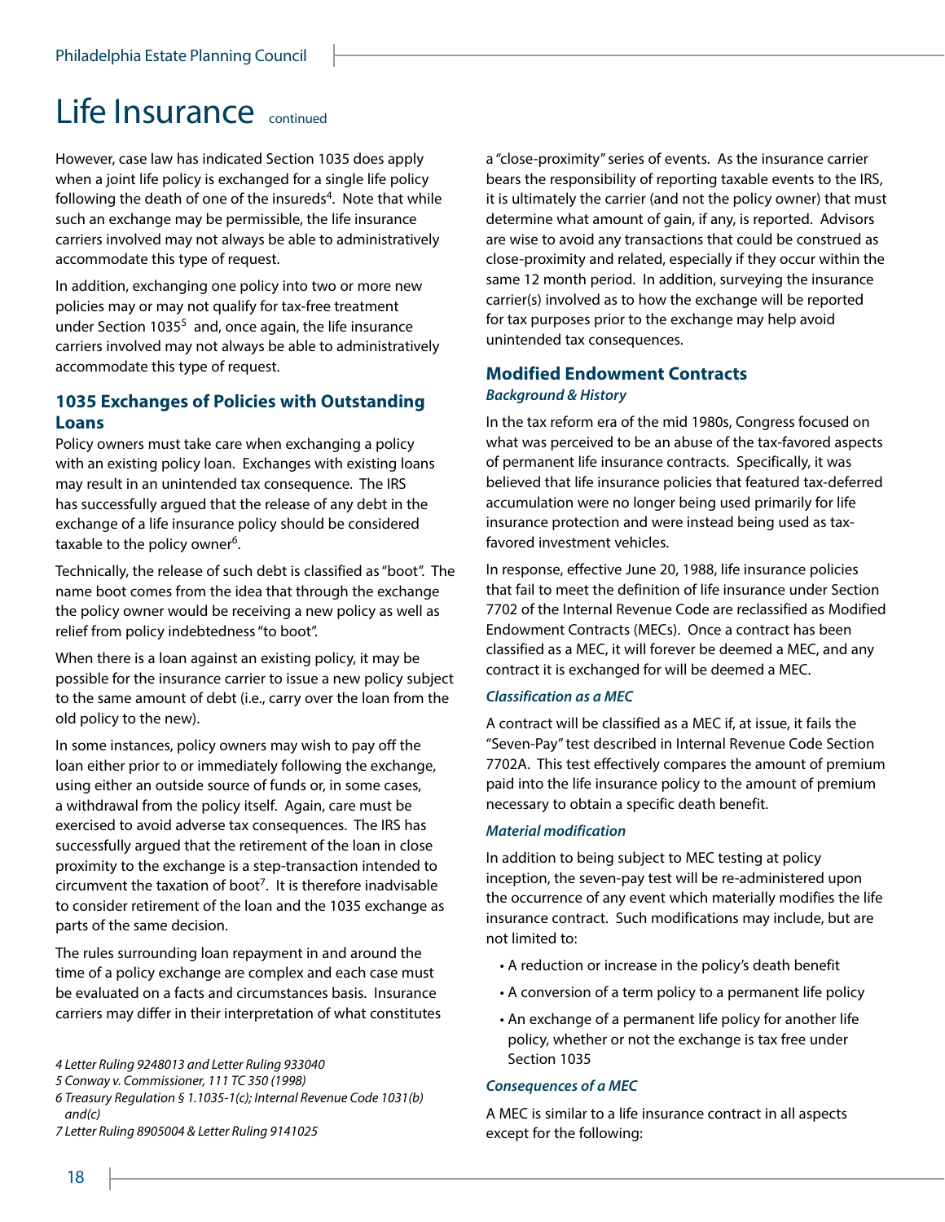# Life Insurance continued

However, case law has indicated Section 1035 does apply when a joint life policy is exchanged for a single life policy following the death of one of the insureds[4]. Note that while such an exchange may be permissible, the life insurance carriers involved may not always be able to administratively accommodate this type of request.

In addition, exchanging one policy into two or more new policies may or may not qualify for tax-free treatment under Section 1035[5] and, once again, the life insurance carriers involved may not always be able to administratively accommodate this type of request.

## 1035 Exchanges of Policies with Outstanding Loans

Policy owners must take care when exchanging a policy with an existing policy loan. Exchanges with existing loans may result in an unintended tax consequence. The IRS has successfully argued that the release of any debt in the exchange of a life insurance policy should be considered taxable to the policy owner[6].

Technically, the release of such debt is classified as "boot". The name boot comes from the idea that through the exchange the policy owner would be receiving a new policy as well as relief from policy indebtedness "to boot".

When there is a loan against an existing policy, it may be possible for the insurance carrier to issue a new policy subject to the same amount of debt (i.e., carry over the loan from the old policy to the new).

In some instances, policy owners may wish to pay off the loan either prior to or immediately following the exchange, using either an outside source of funds or, in some cases, a withdrawal from the policy itself. Again, care must be exercised to avoid adverse tax consequences. The IRS has successfully argued that the retirement of the loan in close proximity to the exchange is a step-transaction intended to circumvent the taxation of boot[7]. It is therefore inadvisable to consider retirement of the loan and the 1035 exchange as parts of the same decision.

The rules surrounding loan repayment in and around the time of a policy exchange are complex and each case must be evaluated on a facts and circumstances basis. Insurance carriers may differ in their interpretation of what constitutes a "close-proximity" series of events. As the insurance carrier bears the responsibility of reporting taxable events to the IRS, it is ultimately the carrier (and not the policy owner) that must determine what amount of gain, if any, is reported. Advisors are wise to avoid any transactions that could be construed as close-proximity and related, especially if they occur within the same 12 month period. In addition, surveying the insurance carrier(s) involved as to how the exchange will be reported for tax purposes prior to the exchange may help avoid unintended tax consequences.

## Modified Endowment Contracts

### *Background & History*

In the tax reform era of the mid 1980s, Congress focused on what was perceived to be an abuse of the tax-favored aspects of permanent life insurance contracts. Specifically, it was believed that life insurance policies that featured tax-deferred accumulation were no longer being used primarily for life insurance protection and were instead being used as tax-favored investment vehicles.

In response, effective June 20, 1988, life insurance policies that fail to meet the definition of life insurance under Section 7702 of the Internal Revenue Code are reclassified as Modified Endowment Contracts (MECs). Once a contract has been classified as a MEC, it will forever be deemed a MEC, and any contract it is exchanged for will be deemed a MEC.

### *Classification as a MEC*

A contract will be classified as a MEC if, at issue, it fails the "Seven-Pay" test described in Internal Revenue Code Section 7702A. This test effectively compares the amount of premium paid into the life insurance policy to the amount of premium necessary to obtain a specific death benefit.

### *Material modification*

In addition to being subject to MEC testing at policy inception, the seven-pay test will be re-administered upon the occurrence of any event which materially modifies the life insurance contract. Such modifications may include, but are not limited to:

- A reduction or increase in the policy's death benefit
- A conversion of a term policy to a permanent life policy
- An exchange of a permanent life policy for another life policy, whether or not the exchange is tax free under Section 1035

### *Consequences of a MEC*

A MEC is similar to a life insurance contract in all aspects except for the following:

---

*4 Letter Ruling 9248013 and Letter Ruling 933040*
*5 Conway v. Commissioner, 111 TC 350 (1998)*
*6 Treasury Regulation § 1.1035-1(c); Internal Revenue Code 1031(b) and(c)*
*7 Letter Ruling 8905004 & Letter Ruling 9141025*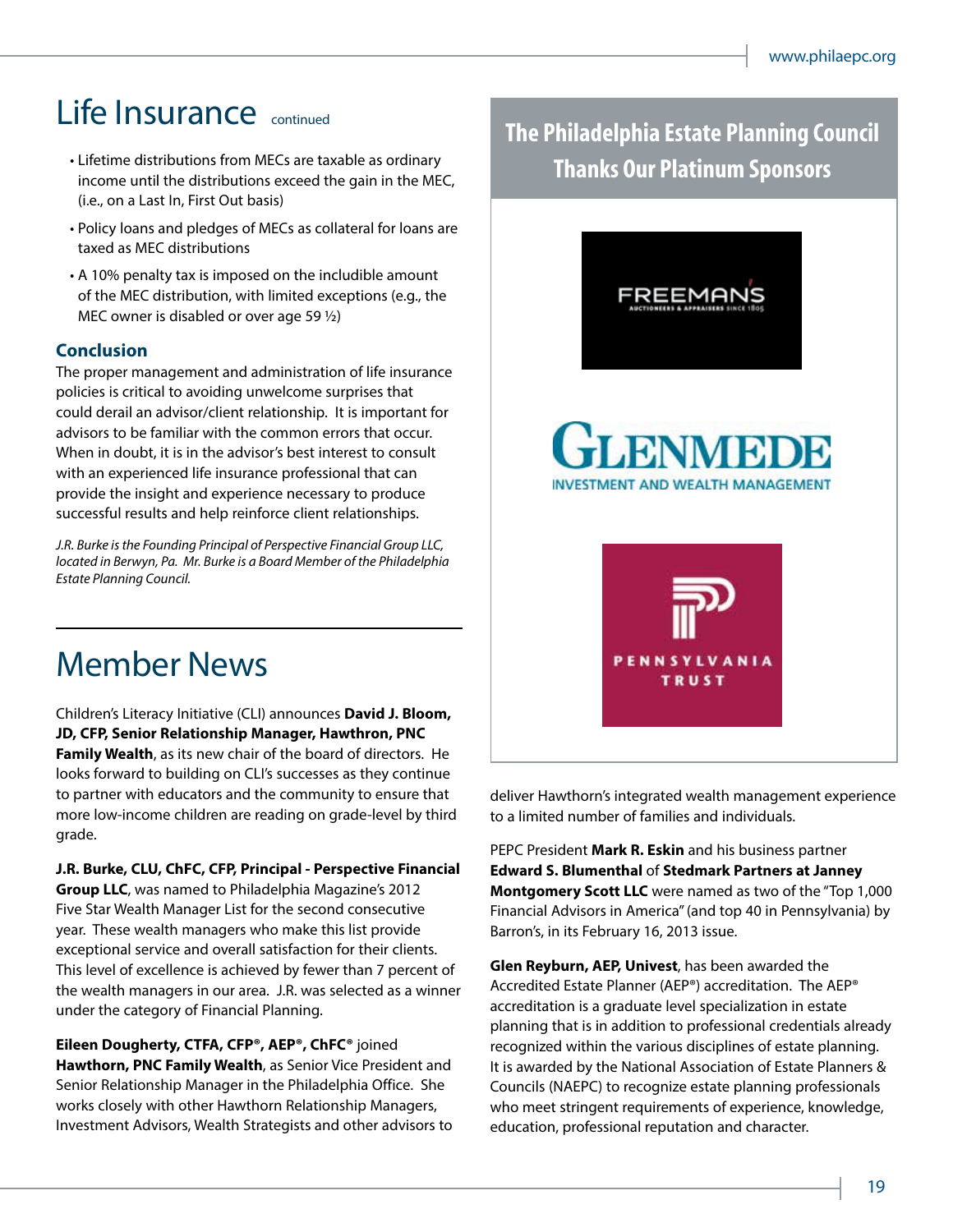# Life Insurance continued

- Lifetime distributions from MECs are taxable as ordinary income until the distributions exceed the gain in the MEC, (i.e., on a Last In, First Out basis)
- Policy loans and pledges of MECs as collateral for loans are taxed as MEC distributions
- A 10% penalty tax is imposed on the includible amount of the MEC distribution, with limited exceptions (e.g., the MEC owner is disabled or over age 59 ½)

### Conclusion

The proper management and administration of life insurance policies is critical to avoiding unwelcome surprises that could derail an advisor/client relationship. It is important for advisors to be familiar with the common errors that occur. When in doubt, it is in the advisor's best interest to consult with an experienced life insurance professional that can provide the insight and experience necessary to produce successful results and help reinforce client relationships.

*J.R. Burke is the Founding Principal of Perspective Financial Group LLC, located in Berwyn, Pa. Mr. Burke is a Board Member of the Philadelphia Estate Planning Council.*

# Member News

Children's Literacy Initiative (CLI) announces **David J. Bloom, JD, CFP, Senior Relationship Manager, Hawthron, PNC Family Wealth**, as its new chair of the board of directors. He looks forward to building on CLI's successes as they continue to partner with educators and the community to ensure that more low-income children are reading on grade-level by third grade.

**J.R. Burke, CLU, ChFC, CFP, Principal - Perspective Financial Group LLC**, was named to Philadelphia Magazine's 2012 Five Star Wealth Manager List for the second consecutive year. These wealth managers who make this list provide exceptional service and overall satisfaction for their clients. This level of excellence is achieved by fewer than 7 percent of the wealth managers in our area. J.R. was selected as a winner under the category of Financial Planning.

**Eileen Dougherty, CTFA, CFP®, AEP®, ChFC®** joined **Hawthorn, PNC Family Wealth**, as Senior Vice President and Senior Relationship Manager in the Philadelphia Office. She works closely with other Hawthorn Relationship Managers, Investment Advisors, Wealth Strategists and other advisors to deliver Hawthorn's integrated wealth management experience to a limited number of families and individuals.

PEPC President **Mark R. Eskin** and his business partner **Edward S. Blumenthal** of **Stedmark Partners at Janney Montgomery Scott LLC** were named as two of the "Top 1,000 Financial Advisors in America" (and top 40 in Pennsylvania) by Barron's, in its February 16, 2013 issue.

**Glen Reyburn, AEP, Univest**, has been awarded the Accredited Estate Planner (AEP®) accreditation. The AEP® accreditation is a graduate level specialization in estate planning that is in addition to professional credentials already recognized within the various disciplines of estate planning. It is awarded by the National Association of Estate Planners & Councils (NAEPC) to recognize estate planning professionals who meet stringent requirements of experience, knowledge, education, professional reputation and character.

## The Philadelphia Estate Planning Council Thanks Our Platinum Sponsors

FREEMAN'S Auctioneers & Appraisers since 1805

GLENMEDE Investment and Wealth Management

PENNSYLVANIA TRUST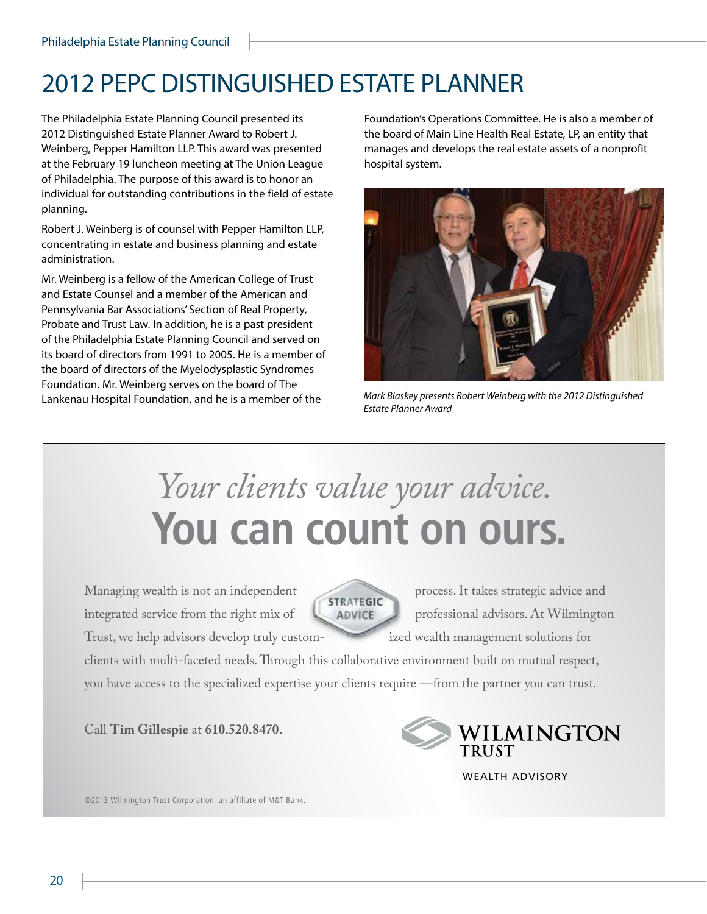# 2012 PEPC DISTINGUISHED ESTATE PLANNER

The Philadelphia Estate Planning Council presented its 2012 Distinguished Estate Planner Award to Robert J. Weinberg, Pepper Hamilton LLP. This award was presented at the February 19 luncheon meeting at The Union League of Philadelphia. The purpose of this award is to honor an individual for outstanding contributions in the field of estate planning.

Robert J. Weinberg is of counsel with Pepper Hamilton LLP, concentrating in estate and business planning and estate administration.

Mr. Weinberg is a fellow of the American College of Trust and Estate Counsel and a member of the American and Pennsylvania Bar Associations' Section of Real Property, Probate and Trust Law. In addition, he is a past president of the Philadelphia Estate Planning Council and served on its board of directors from 1991 to 2005. He is a member of the board of directors of the Myelodysplastic Syndromes Foundation. Mr. Weinberg serves on the board of The Lankenau Hospital Foundation, and he is a member of the Foundation's Operations Committee. He is also a member of the board of Main Line Health Real Estate, LP, an entity that manages and develops the real estate assets of a nonprofit hospital system.

*Mark Blaskey presents Robert Weinberg with the 2012 Distinguished Estate Planner Award*

*Your clients value your advice.*
**You can count on ours.**

Managing wealth is not an independent process. It takes strategic advice and integrated service from the right mix of professional advisors. At Wilmington Trust, we help advisors develop truly customized wealth management solutions for clients with multi-faceted needs. Through this collaborative environment built on mutual respect, you have access to the specialized expertise your clients require —from the partner you can trust.

STRATEGIC ADVICE

Call **Tim Gillespie** at **610.520.8470.**

WILMINGTON TRUST
WEALTH ADVISORY

©2013 Wilmington Trust Corporation, an affiliate of M&T Bank.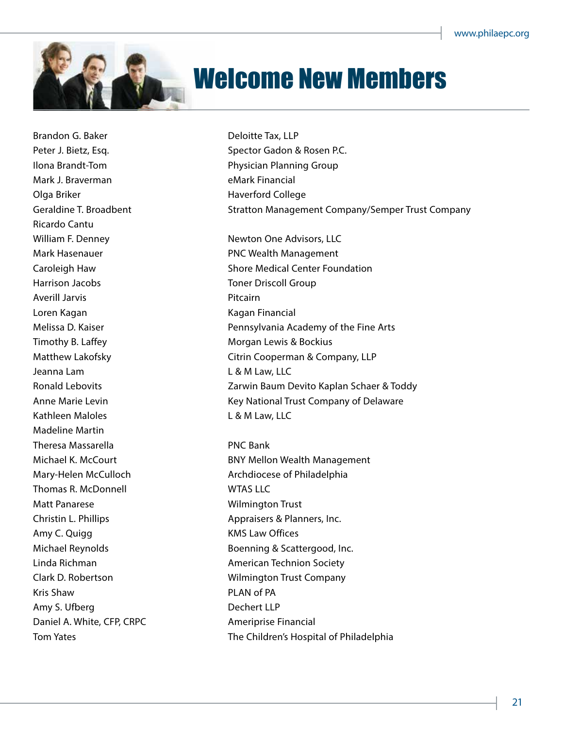# Welcome New Members

| | |
|---|---|
| Brandon G. Baker | Deloitte Tax, LLP |
| Peter J. Bietz, Esq. | Spector Gadon & Rosen P.C. |
| Ilona Brandt-Tom | Physician Planning Group |
| Mark J. Braverman | eMark Financial |
| Olga Briker | Haverford College |
| Geraldine T. Broadbent | Stratton Management Company/Semper Trust Company |
| Ricardo Cantu | |
| William F. Denney | Newton One Advisors, LLC |
| Mark Hasenauer | PNC Wealth Management |
| Caroleigh Haw | Shore Medical Center Foundation |
| Harrison Jacobs | Toner Driscoll Group |
| Averill Jarvis | Pitcairn |
| Loren Kagan | Kagan Financial |
| Melissa D. Kaiser | Pennsylvania Academy of the Fine Arts |
| Timothy B. Laffey | Morgan Lewis & Bockius |
| Matthew Lakofsky | Citrin Cooperman & Company, LLP |
| Jeanna Lam | L & M Law, LLC |
| Ronald Lebovits | Zarwin Baum Devito Kaplan Schaer & Toddy |
| Anne Marie Levin | Key National Trust Company of Delaware |
| Kathleen Maloles | L & M Law, LLC |
| Madeline Martin | |
| Theresa Massarella | PNC Bank |
| Michael K. McCourt | BNY Mellon Wealth Management |
| Mary-Helen McCulloch | Archdiocese of Philadelphia |
| Thomas R. McDonnell | WTAS LLC |
| Matt Panarese | Wilmington Trust |
| Christin L. Phillips | Appraisers & Planners, Inc. |
| Amy C. Quigg | KMS Law Offices |
| Michael Reynolds | Boenning & Scattergood, Inc. |
| Linda Richman | American Technion Society |
| Clark D. Robertson | Wilmington Trust Company |
| Kris Shaw | PLAN of PA |
| Amy S. Ufberg | Dechert LLP |
| Daniel A. White, CFP, CRPC | Ameriprise Financial |
| Tom Yates | The Children's Hospital of Philadelphia |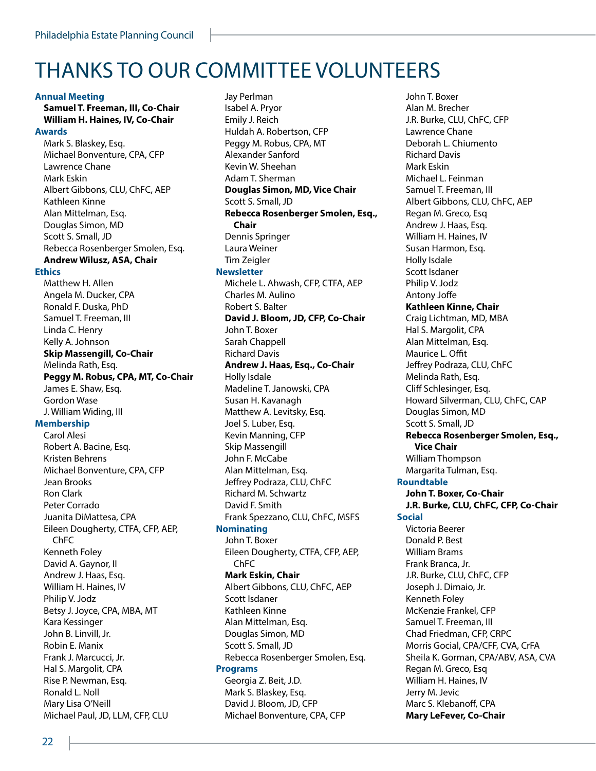# THANKS TO OUR COMMITTEE VOLUNTEERS

### Annual Meeting

**Samuel T. Freeman, III, Co-Chair**
**William H. Haines, IV, Co-Chair**

### Awards

Mark S. Blaskey, Esq.
Michael Bonventure, CPA, CFP
Lawrence Chane
Mark Eskin
Albert Gibbons, CLU, ChFC, AEP
Kathleen Kinne
Alan Mittelman, Esq.
Douglas Simon, MD
Scott S. Small, JD
Rebecca Rosenberger Smolen, Esq.
**Andrew Wilusz, ASA, Chair**

### Ethics

Matthew H. Allen
Angela M. Ducker, CPA
Ronald F. Duska, PhD
Samuel T. Freeman, III
Linda C. Henry
Kelly A. Johnson
**Skip Massengill, Co-Chair**
Melinda Rath, Esq.
**Peggy M. Robus, CPA, MT, Co-Chair**
James E. Shaw, Esq.
Gordon Wase
J. William Widing, III

### Membership

Carol Alesi
Robert A. Bacine, Esq.
Kristen Behrens
Michael Bonventure, CPA, CFP
Jean Brooks
Ron Clark
Peter Corrado
Juanita DiMattesa, CPA
Eileen Dougherty, CTFA, CFP, AEP, ChFC
Kenneth Foley
David A. Gaynor, II
Andrew J. Haas, Esq.
William H. Haines, IV
Philip V. Jodz
Betsy J. Joyce, CPA, MBA, MT
Kara Kessinger
John B. Linvill, Jr.
Robin E. Manix
Frank J. Marcucci, Jr.
Hal S. Margolit, CPA
Rise P. Newman, Esq.
Ronald L. Noll
Mary Lisa O'Neill
Michael Paul, JD, LLM, CFP, CLU
Jay Perlman
Isabel A. Pryor
Emily J. Reich
Huldah A. Robertson, CFP
Peggy M. Robus, CPA, MT
Alexander Sanford
Kevin W. Sheehan
Adam T. Sherman
**Douglas Simon, MD, Vice Chair**
Scott S. Small, JD
**Rebecca Rosenberger Smolen, Esq., Chair**
Dennis Springer
Laura Weiner
Tim Zeigler

### Newsletter

Michele L. Ahwash, CFP, CTFA, AEP
Charles M. Aulino
Robert S. Balter
**David J. Bloom, JD, CFP, Co-Chair**
John T. Boxer
Sarah Chappell
Richard Davis
**Andrew J. Haas, Esq., Co-Chair**
Holly Isdale
Madeline T. Janowski, CPA
Susan H. Kavanagh
Matthew A. Levitsky, Esq.
Joel S. Luber, Esq.
Kevin Manning, CFP
Skip Massengill
John F. McCabe
Alan Mittelman, Esq.
Jeffrey Podraza, CLU, ChFC
Richard M. Schwartz
David F. Smith
Frank Spezzano, CLU, ChFC, MSFS

### Nominating

John T. Boxer
Eileen Dougherty, CTFA, CFP, AEP, ChFC
**Mark Eskin, Chair**
Albert Gibbons, CLU, ChFC, AEP
Scott Isdaner
Kathleen Kinne
Alan Mittelman, Esq.
Douglas Simon, MD
Scott S. Small, JD
Rebecca Rosenberger Smolen, Esq.

### Programs

Georgia Z. Beit, J.D.
Mark S. Blaskey, Esq.
David J. Bloom, JD, CFP
Michael Bonventure, CPA, CFP
John T. Boxer
Alan M. Brecher
J.R. Burke, CLU, ChFC, CFP
Lawrence Chane
Deborah L. Chiumento
Richard Davis
Mark Eskin
Michael L. Feinman
Samuel T. Freeman, III
Albert Gibbons, CLU, ChFC, AEP
Regan M. Greco, Esq
Andrew J. Haas, Esq.
William H. Haines, IV
Susan Harmon, Esq.
Holly Isdale
Scott Isdaner
Philip V. Jodz
Antony Joffe
**Kathleen Kinne, Chair**
Craig Lichtman, MD, MBA
Hal S. Margolit, CPA
Alan Mittelman, Esq.
Maurice L. Offit
Jeffrey Podraza, CLU, ChFC
Melinda Rath, Esq.
Cliff Schlesinger, Esq.
Howard Silverman, CLU, ChFC, CAP
Douglas Simon, MD
Scott S. Small, JD
**Rebecca Rosenberger Smolen, Esq., Vice Chair**
William Thompson
Margarita Tulman, Esq.

### Roundtable

**John T. Boxer, Co-Chair**
**J.R. Burke, CLU, ChFC, CFP, Co-Chair**

### Social

Victoria Beerer
Donald P. Best
William Brams
Frank Branca, Jr.
J.R. Burke, CLU, ChFC, CFP
Joseph J. Dimaio, Jr.
Kenneth Foley
McKenzie Frankel, CFP
Samuel T. Freeman, III
Chad Friedman, CFP, CRPC
Morris Gocial, CPA/CFF, CVA, CrFA
Sheila K. Gorman, CPA/ABV, ASA, CVA
Regan M. Greco, Esq
William H. Haines, IV
Jerry M. Jevic
Marc S. Klebanoff, CPA
**Mary LeFever, Co-Chair**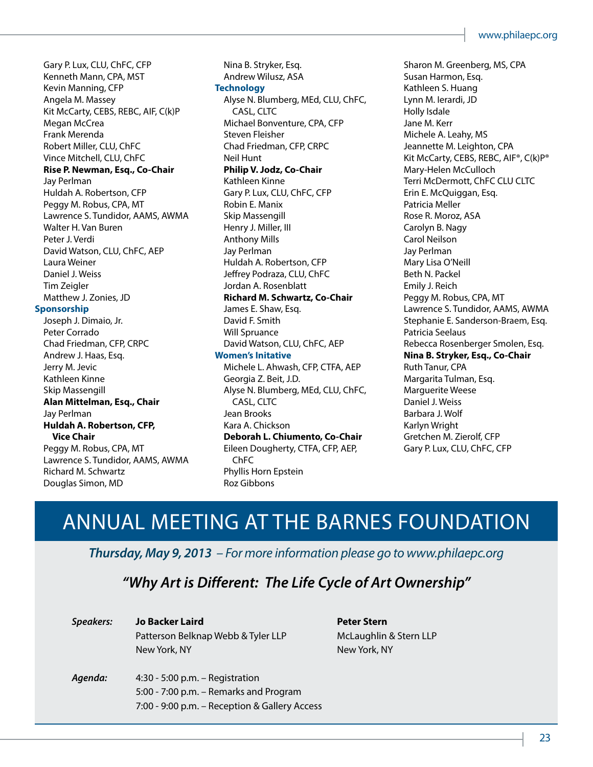Gary P. Lux, CLU, ChFC, CFP
Kenneth Mann, CPA, MST
Kevin Manning, CFP
Angela M. Massey
Kit McCarty, CEBS, REBC, AIF, C(k)P
Megan McCrea
Frank Merenda
Robert Miller, CLU, ChFC
Vince Mitchell, CLU, ChFC
**Rise P. Newman, Esq., Co-Chair**
Jay Perlman
Huldah A. Robertson, CFP
Peggy M. Robus, CPA, MT
Lawrence S. Tundidor, AAMS, AWMA
Walter H. Van Buren
Peter J. Verdi
David Watson, CLU, ChFC, AEP
Laura Weiner
Daniel J. Weiss
Tim Zeigler
Matthew J. Zonies, JD

**Sponsorship**

Joseph J. Dimaio, Jr.
Peter Corrado
Chad Friedman, CFP, CRPC
Andrew J. Haas, Esq.
Jerry M. Jevic
Kathleen Kinne
Skip Massengill
**Alan Mittelman, Esq., Chair**
Jay Perlman
**Huldah A. Robertson, CFP, Vice Chair**
Peggy M. Robus, CPA, MT
Lawrence S. Tundidor, AAMS, AWMA
Richard M. Schwartz
Douglas Simon, MD
Nina B. Stryker, Esq.
Andrew Wilusz, ASA

**Technology**

Alyse N. Blumberg, MEd, CLU, ChFC, CASL, CLTC
Michael Bonventure, CPA, CFP
Steven Fleisher
Chad Friedman, CFP, CRPC
Neil Hunt
**Philip V. Jodz, Co-Chair**
Kathleen Kinne
Gary P. Lux, CLU, ChFC, CFP
Robin E. Manix
Skip Massengill
Henry J. Miller, III
Anthony Mills
Jay Perlman
Huldah A. Robertson, CFP
Jeffrey Podraza, CLU, ChFC
Jordan A. Rosenblatt
**Richard M. Schwartz, Co-Chair**
James E. Shaw, Esq.
David F. Smith
Will Spruance
David Watson, CLU, ChFC, AEP

**Women's Initative**

Michele L. Ahwash, CFP, CTFA, AEP
Georgia Z. Beit, J.D.
Alyse N. Blumberg, MEd, CLU, ChFC, CASL, CLTC
Jean Brooks
Kara A. Chickson
**Deborah L. Chiumento, Co-Chair**
Eileen Dougherty, CTFA, CFP, AEP, ChFC
Phyllis Horn Epstein
Roz Gibbons
Sharon M. Greenberg, MS, CPA
Susan Harmon, Esq.
Kathleen S. Huang
Lynn M. Ierardi, JD
Holly Isdale
Jane M. Kerr
Michele A. Leahy, MS
Jeannette M. Leighton, CPA
Kit McCarty, CEBS, REBC, AIF®, C(k)P®
Mary-Helen McCulloch
Terri McDermott, ChFC CLU CLTC
Erin E. McQuiggan, Esq.
Patricia Meller
Rose R. Moroz, ASA
Carolyn B. Nagy
Carol Neilson
Jay Perlman
Mary Lisa O'Neill
Beth N. Packel
Emily J. Reich
Peggy M. Robus, CPA, MT
Lawrence S. Tundidor, AAMS, AWMA
Stephanie E. Sanderson-Braem, Esq.
Patricia Seelaus
Rebecca Rosenberger Smolen, Esq.
**Nina B. Stryker, Esq., Co-Chair**
Ruth Tanur, CPA
Margarita Tulman, Esq.
Marguerite Weese
Daniel J. Weiss
Barbara J. Wolf
Karlyn Wright
Gretchen M. Zierolf, CFP
Gary P. Lux, CLU, ChFC, CFP

# ANNUAL MEETING AT THE BARNES FOUNDATION

***Thursday, May 9, 2013*** *– For more information please go to www.philaepc.org*

## *"Why Art is Different: The Life Cycle of Art Ownership"*

*Speakers:*

**Jo Backer Laird**
Patterson Belknap Webb & Tyler LLP
New York, NY

**Peter Stern**
McLaughlin & Stern LLP
New York, NY

*Agenda:*

4:30 - 5:00 p.m. – Registration
5:00 - 7:00 p.m. – Remarks and Program
7:00 - 9:00 p.m. – Reception & Gallery Access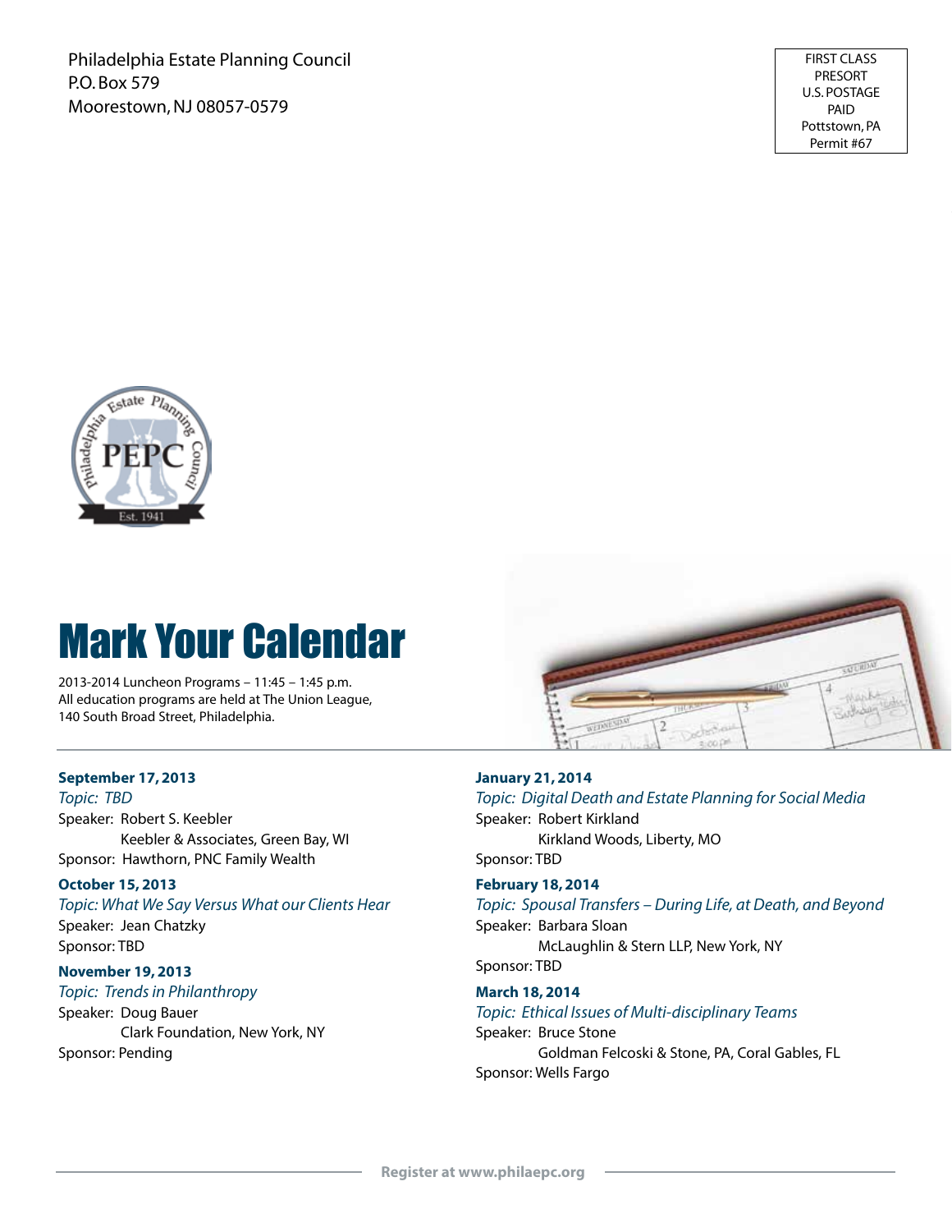Philadelphia Estate Planning Council
P.O. Box 579
Moorestown, NJ 08057-0579

FIRST CLASS
PRESORT
U.S. POSTAGE
PAID
Pottstown, PA
Permit #67

Philadelphia Estate Planning Council
PEPC
Est. 1941

# Mark Your Calendar

2013-2014 Luncheon Programs – 11:45 – 1:45 p.m.
All education programs are held at The Union League, 140 South Broad Street, Philadelphia.

**September 17, 2013**
*Topic: TBD*
Speaker: Robert S. Keebler
Keebler & Associates, Green Bay, WI
Sponsor: Hawthorn, PNC Family Wealth

**October 15, 2013**
*Topic: What We Say Versus What our Clients Hear*
Speaker: Jean Chatzky
Sponsor: TBD

**November 19, 2013**
*Topic: Trends in Philanthropy*
Speaker: Doug Bauer
Clark Foundation, New York, NY
Sponsor: Pending

**January 21, 2014**
*Topic: Digital Death and Estate Planning for Social Media*
Speaker: Robert Kirkland
Kirkland Woods, Liberty, MO
Sponsor: TBD

**February 18, 2014**
*Topic: Spousal Transfers – During Life, at Death, and Beyond*
Speaker: Barbara Sloan
McLaughlin & Stern LLP, New York, NY
Sponsor: TBD

**March 18, 2014**
*Topic: Ethical Issues of Multi-disciplinary Teams*
Speaker: Bruce Stone
Goldman Felcoski & Stone, PA, Coral Gables, FL
Sponsor: Wells Fargo

**Register at www.philaepc.org**